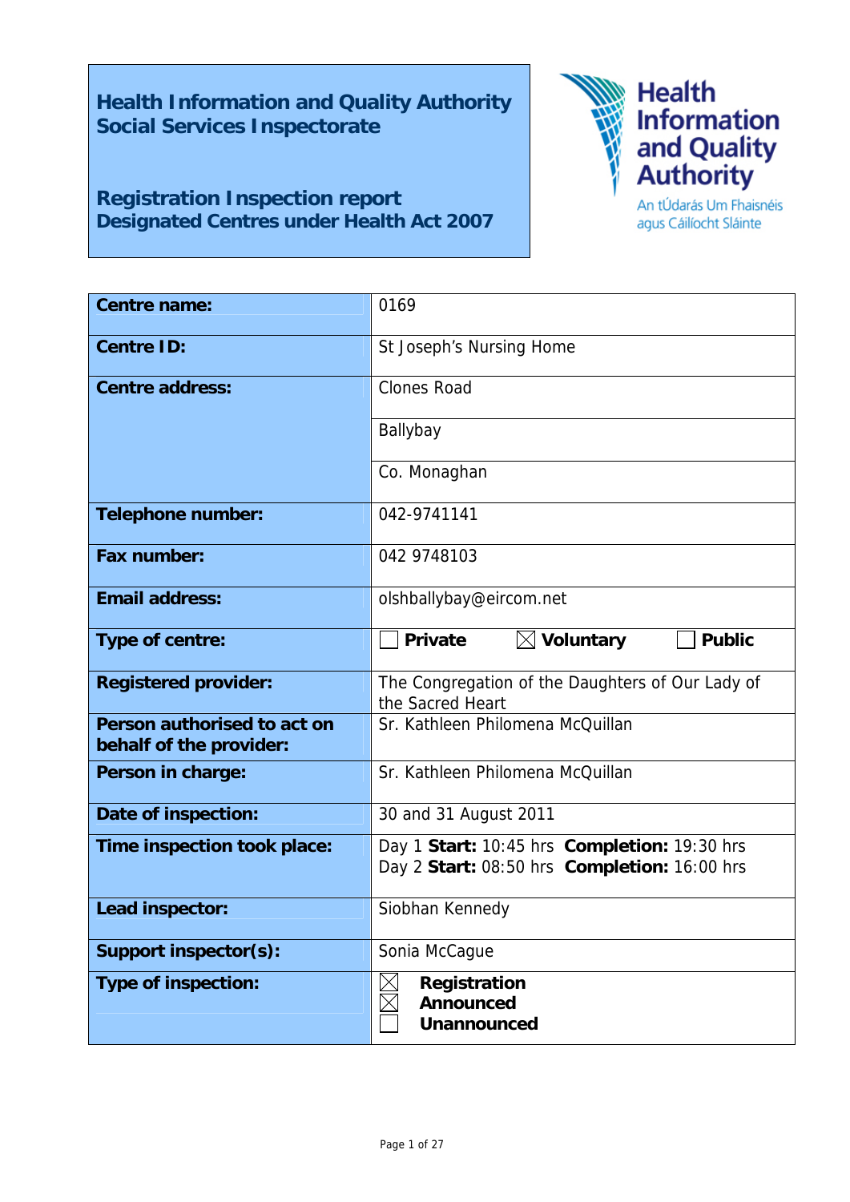# Health Information and Quality Authority
# Social Services Inspectorate

## Registration Inspection report
## Designated Centres under Health Act 2007

| | |
|---|---|
| **Centre name:** | 0169 |
| **Centre ID:** | St Joseph's Nursing Home |
| **Centre address:** | Clones Road |
| | Ballybay |
| | Co. Monaghan |
| **Telephone number:** | 042-9741141 |
| **Fax number:** | 042 9748103 |
| **Email address:** | olshballybay@eircom.net |
| **Type of centre:** | ☐ **Private** ☒ **Voluntary** ☐ **Public** |
| **Registered provider:** | The Congregation of the Daughters of Our Lady of the Sacred Heart |
| **Person authorised to act on behalf of the provider:** | Sr. Kathleen Philomena McQuillan |
| **Person in charge:** | Sr. Kathleen Philomena McQuillan |
| **Date of inspection:** | 30 and 31 August 2011 |
| **Time inspection took place:** | Day 1 **Start:** 10:45 hrs **Completion:** 19:30 hrs<br>Day 2 **Start:** 08:50 hrs **Completion:** 16:00 hrs |
| **Lead inspector:** | Siobhan Kennedy |
| **Support inspector(s):** | Sonia McCague |
| **Type of inspection:** | ☒ **Registration**<br>☒ **Announced**<br>☐ **Unannounced** |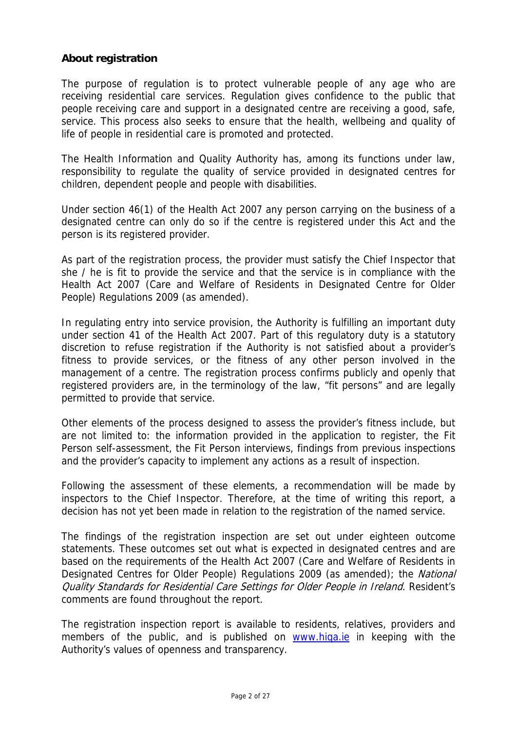## About registration

The purpose of regulation is to protect vulnerable people of any age who are receiving residential care services. Regulation gives confidence to the public that people receiving care and support in a designated centre are receiving a good, safe, service. This process also seeks to ensure that the health, wellbeing and quality of life of people in residential care is promoted and protected.

The Health Information and Quality Authority has, among its functions under law, responsibility to regulate the quality of service provided in designated centres for children, dependent people and people with disabilities.

Under section 46(1) of the Health Act 2007 any person carrying on the business of a designated centre can only do so if the centre is registered under this Act and the person is its registered provider.

As part of the registration process, the provider must satisfy the Chief Inspector that she / he is fit to provide the service and that the service is in compliance with the Health Act 2007 (Care and Welfare of Residents in Designated Centre for Older People) Regulations 2009 (as amended).

In regulating entry into service provision, the Authority is fulfilling an important duty under section 41 of the Health Act 2007. Part of this regulatory duty is a statutory discretion to refuse registration if the Authority is not satisfied about a provider's fitness to provide services, or the fitness of any other person involved in the management of a centre. The registration process confirms publicly and openly that registered providers are, in the terminology of the law, "fit persons" and are legally permitted to provide that service.

Other elements of the process designed to assess the provider's fitness include, but are not limited to: the information provided in the application to register, the Fit Person self-assessment, the Fit Person interviews, findings from previous inspections and the provider's capacity to implement any actions as a result of inspection.

Following the assessment of these elements, a recommendation will be made by inspectors to the Chief Inspector. Therefore, at the time of writing this report, a decision has not yet been made in relation to the registration of the named service.

The findings of the registration inspection are set out under eighteen outcome statements. These outcomes set out what is expected in designated centres and are based on the requirements of the Health Act 2007 (Care and Welfare of Residents in Designated Centres for Older People) Regulations 2009 (as amended); the *National Quality Standards for Residential Care Settings for Older People in Ireland*. Resident's comments are found throughout the report.

The registration inspection report is available to residents, relatives, providers and members of the public, and is published on [www.hiqa.ie](http://www.hiqa.ie) in keeping with the Authority's values of openness and transparency.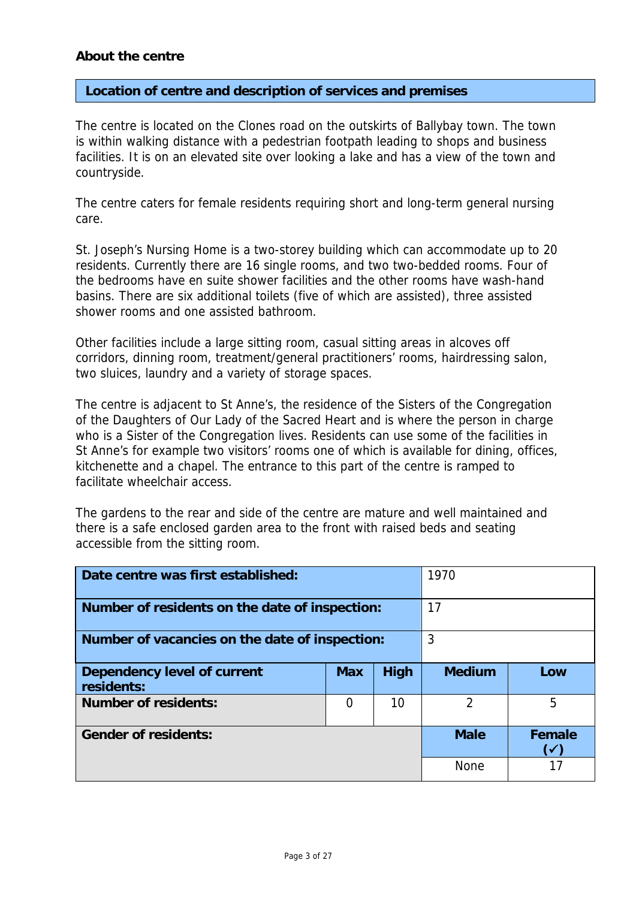**About the centre**

## Location of centre and description of services and premises

The centre is located on the Clones road on the outskirts of Ballybay town. The town is within walking distance with a pedestrian footpath leading to shops and business facilities. It is on an elevated site over looking a lake and has a view of the town and countryside.

The centre caters for female residents requiring short and long-term general nursing care.

St. Joseph's Nursing Home is a two-storey building which can accommodate up to 20 residents. Currently there are 16 single rooms, and two two-bedded rooms. Four of the bedrooms have en suite shower facilities and the other rooms have wash-hand basins. There are six additional toilets (five of which are assisted), three assisted shower rooms and one assisted bathroom.

Other facilities include a large sitting room, casual sitting areas in alcoves off corridors, dinning room, treatment/general practitioners' rooms, hairdressing salon, two sluices, laundry and a variety of storage spaces.

The centre is adjacent to St Anne's, the residence of the Sisters of the Congregation of the Daughters of Our Lady of the Sacred Heart and is where the person in charge who is a Sister of the Congregation lives. Residents can use some of the facilities in St Anne's for example two visitors' rooms one of which is available for dining, offices, kitchenette and a chapel. The entrance to this part of the centre is ramped to facilitate wheelchair access.

The gardens to the rear and side of the centre are mature and well maintained and there is a safe enclosed garden area to the front with raised beds and seating accessible from the sitting room.

| **Date centre was first established:** | | | 1970 | |
|---|---|---|---|---|
| **Number of residents on the date of inspection:** | | | 17 | |
| **Number of vacancies on the date of inspection:** | | | 3 | |
| **Dependency level of current residents:** | **Max** | **High** | **Medium** | **Low** |
| **Number of residents:** | 0 | 10 | 2 | 5 |
| **Gender of residents:** | | | **Male** | **Female (✓)** |
| | | | None | 17 |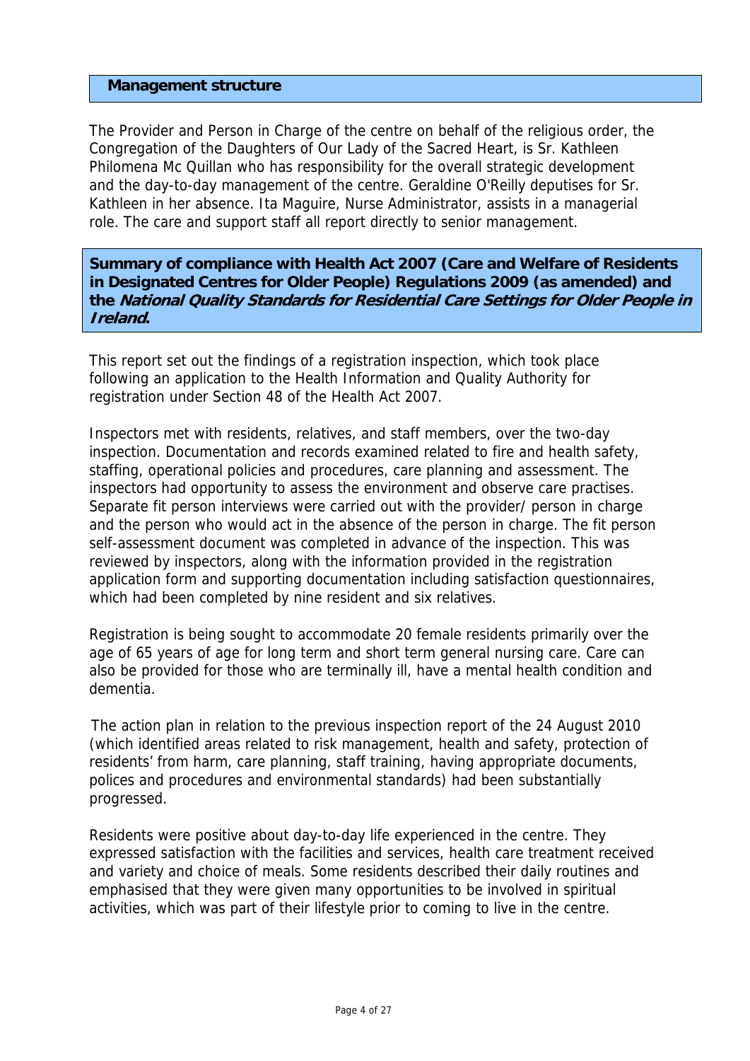## Management structure

The Provider and Person in Charge of the centre on behalf of the religious order, the Congregation of the Daughters of Our Lady of the Sacred Heart, is Sr. Kathleen Philomena Mc Quillan who has responsibility for the overall strategic development and the day-to-day management of the centre. Geraldine O'Reilly deputises for Sr. Kathleen in her absence. Ita Maguire, Nurse Administrator, assists in a managerial role. The care and support staff all report directly to senior management.

## Summary of compliance with Health Act 2007 (Care and Welfare of Residents in Designated Centres for Older People) Regulations 2009 (as amended) and the *National Quality Standards for Residential Care Settings for Older People in Ireland*.

This report set out the findings of a registration inspection, which took place following an application to the Health Information and Quality Authority for registration under Section 48 of the Health Act 2007.

Inspectors met with residents, relatives, and staff members, over the two-day inspection. Documentation and records examined related to fire and health safety, staffing, operational policies and procedures, care planning and assessment. The inspectors had opportunity to assess the environment and observe care practises. Separate fit person interviews were carried out with the provider/ person in charge and the person who would act in the absence of the person in charge. The fit person self-assessment document was completed in advance of the inspection. This was reviewed by inspectors, along with the information provided in the registration application form and supporting documentation including satisfaction questionnaires, which had been completed by nine resident and six relatives.

Registration is being sought to accommodate 20 female residents primarily over the age of 65 years of age for long term and short term general nursing care. Care can also be provided for those who are terminally ill, have a mental health condition and dementia.

The action plan in relation to the previous inspection report of the 24 August 2010 (which identified areas related to risk management, health and safety, protection of residents' from harm, care planning, staff training, having appropriate documents, polices and procedures and environmental standards) had been substantially progressed.

Residents were positive about day-to-day life experienced in the centre. They expressed satisfaction with the facilities and services, health care treatment received and variety and choice of meals. Some residents described their daily routines and emphasised that they were given many opportunities to be involved in spiritual activities, which was part of their lifestyle prior to coming to live in the centre.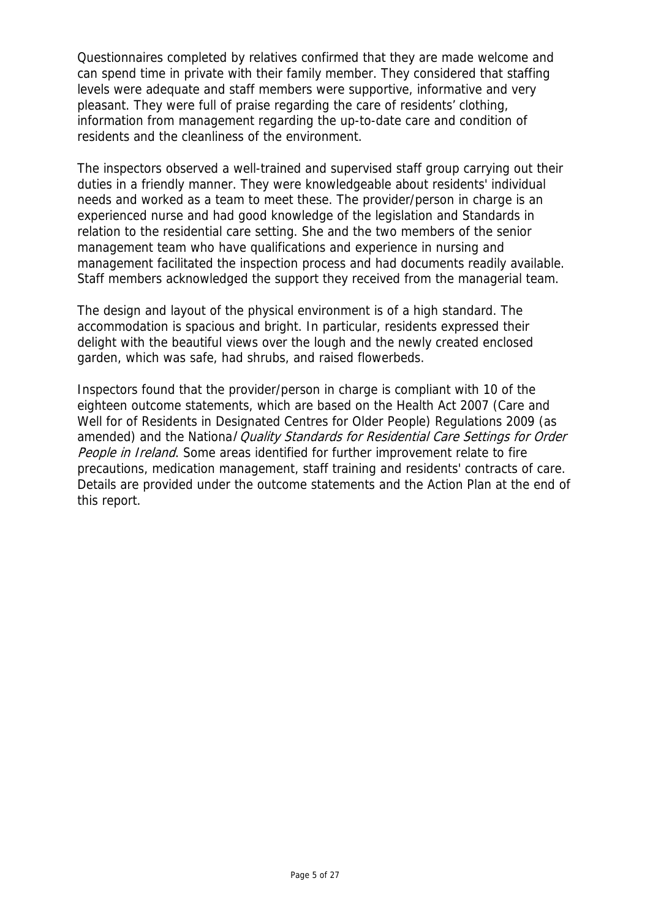Questionnaires completed by relatives confirmed that they are made welcome and can spend time in private with their family member. They considered that staffing levels were adequate and staff members were supportive, informative and very pleasant. They were full of praise regarding the care of residents' clothing, information from management regarding the up-to-date care and condition of residents and the cleanliness of the environment.

The inspectors observed a well-trained and supervised staff group carrying out their duties in a friendly manner. They were knowledgeable about residents' individual needs and worked as a team to meet these. The provider/person in charge is an experienced nurse and had good knowledge of the legislation and Standards in relation to the residential care setting. She and the two members of the senior management team who have qualifications and experience in nursing and management facilitated the inspection process and had documents readily available. Staff members acknowledged the support they received from the managerial team.

The design and layout of the physical environment is of a high standard. The accommodation is spacious and bright. In particular, residents expressed their delight with the beautiful views over the lough and the newly created enclosed garden, which was safe, had shrubs, and raised flowerbeds.

Inspectors found that the provider/person in charge is compliant with 10 of the eighteen outcome statements, which are based on the Health Act 2007 (Care and Well for of Residents in Designated Centres for Older People) Regulations 2009 (as amended) and the Nationa*l Quality Standards for Residential Care Settings for Order People in Ireland*. Some areas identified for further improvement relate to fire precautions, medication management, staff training and residents' contracts of care. Details are provided under the outcome statements and the Action Plan at the end of this report.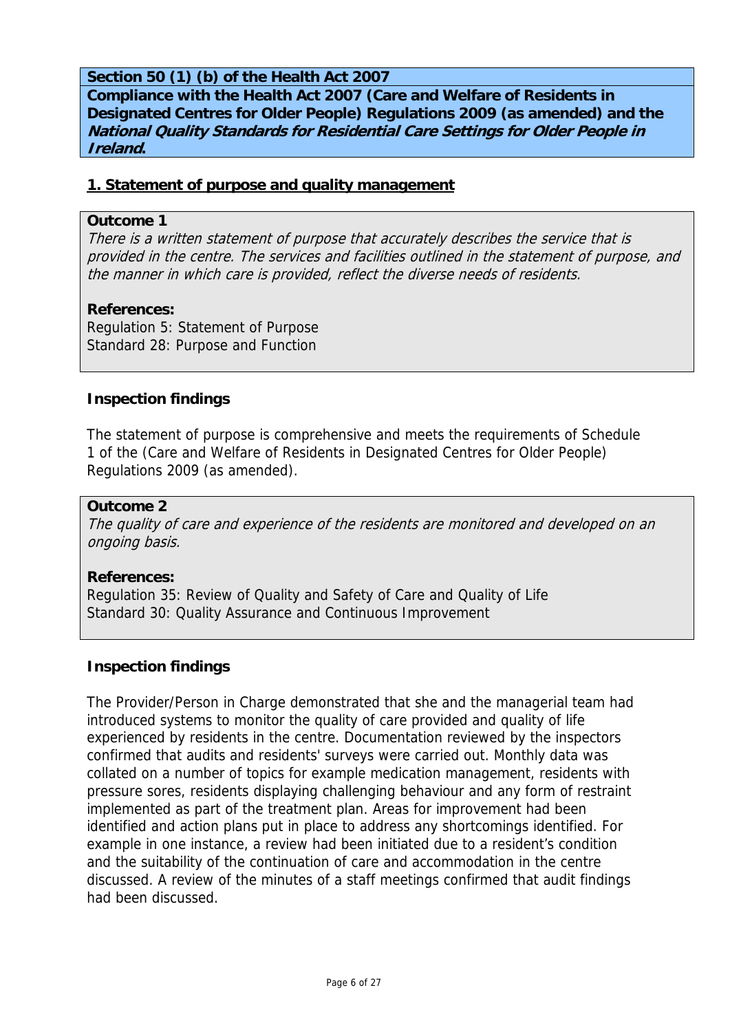**Section 50 (1) (b) of the Health Act 2007**

**Compliance with the Health Act 2007 (Care and Welfare of Residents in Designated Centres for Older People) Regulations 2009 (as amended) and the *National Quality Standards for Residential Care Settings for Older People in Ireland*.**

## 1. Statement of purpose and quality management

**Outcome 1**

*There is a written statement of purpose that accurately describes the service that is provided in the centre. The services and facilities outlined in the statement of purpose, and the manner in which care is provided, reflect the diverse needs of residents.*

**References:**

Regulation 5: Statement of Purpose
Standard 28: Purpose and Function

### Inspection findings

The statement of purpose is comprehensive and meets the requirements of Schedule 1 of the (Care and Welfare of Residents in Designated Centres for Older People) Regulations 2009 (as amended).

**Outcome 2**

*The quality of care and experience of the residents are monitored and developed on an ongoing basis.*

**References:**

Regulation 35: Review of Quality and Safety of Care and Quality of Life
Standard 30: Quality Assurance and Continuous Improvement

### Inspection findings

The Provider/Person in Charge demonstrated that she and the managerial team had introduced systems to monitor the quality of care provided and quality of life experienced by residents in the centre. Documentation reviewed by the inspectors confirmed that audits and residents' surveys were carried out. Monthly data was collated on a number of topics for example medication management, residents with pressure sores, residents displaying challenging behaviour and any form of restraint implemented as part of the treatment plan. Areas for improvement had been identified and action plans put in place to address any shortcomings identified. For example in one instance, a review had been initiated due to a resident's condition and the suitability of the continuation of care and accommodation in the centre discussed. A review of the minutes of a staff meetings confirmed that audit findings had been discussed.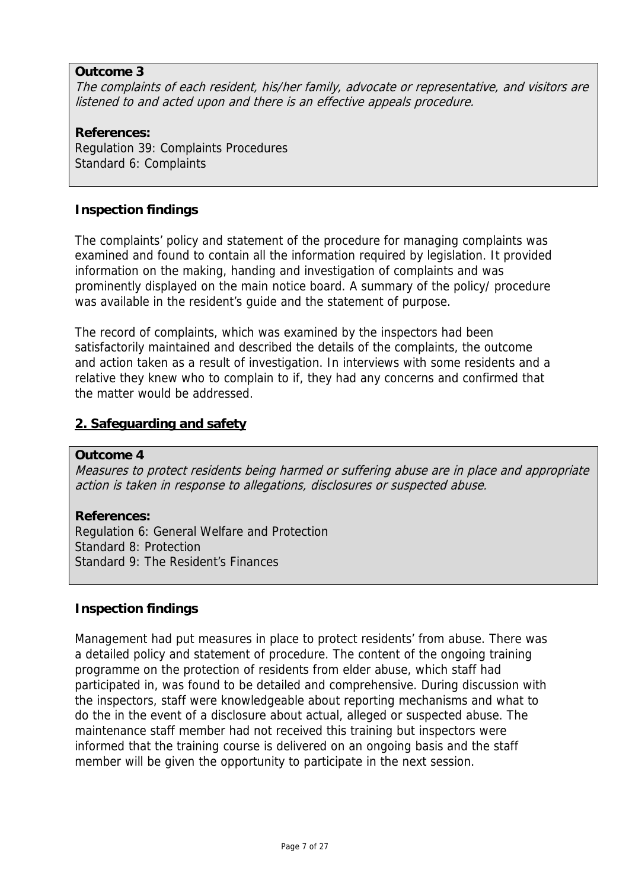**Outcome 3**
*The complaints of each resident, his/her family, advocate or representative, and visitors are listened to and acted upon and there is an effective appeals procedure.*

**References:**
Regulation 39: Complaints Procedures
Standard 6: Complaints

**Inspection findings**

The complaints' policy and statement of the procedure for managing complaints was examined and found to contain all the information required by legislation. It provided information on the making, handing and investigation of complaints and was prominently displayed on the main notice board. A summary of the policy/ procedure was available in the resident's guide and the statement of purpose.

The record of complaints, which was examined by the inspectors had been satisfactorily maintained and described the details of the complaints, the outcome and action taken as a result of investigation. In interviews with some residents and a relative they knew who to complain to if, they had any concerns and confirmed that the matter would be addressed.

## 2. Safeguarding and safety

**Outcome 4**
*Measures to protect residents being harmed or suffering abuse are in place and appropriate action is taken in response to allegations, disclosures or suspected abuse.*

**References:**
Regulation 6: General Welfare and Protection
Standard 8: Protection
Standard 9: The Resident's Finances

**Inspection findings**

Management had put measures in place to protect residents' from abuse. There was a detailed policy and statement of procedure. The content of the ongoing training programme on the protection of residents from elder abuse, which staff had participated in, was found to be detailed and comprehensive. During discussion with the inspectors, staff were knowledgeable about reporting mechanisms and what to do the in the event of a disclosure about actual, alleged or suspected abuse. The maintenance staff member had not received this training but inspectors were informed that the training course is delivered on an ongoing basis and the staff member will be given the opportunity to participate in the next session.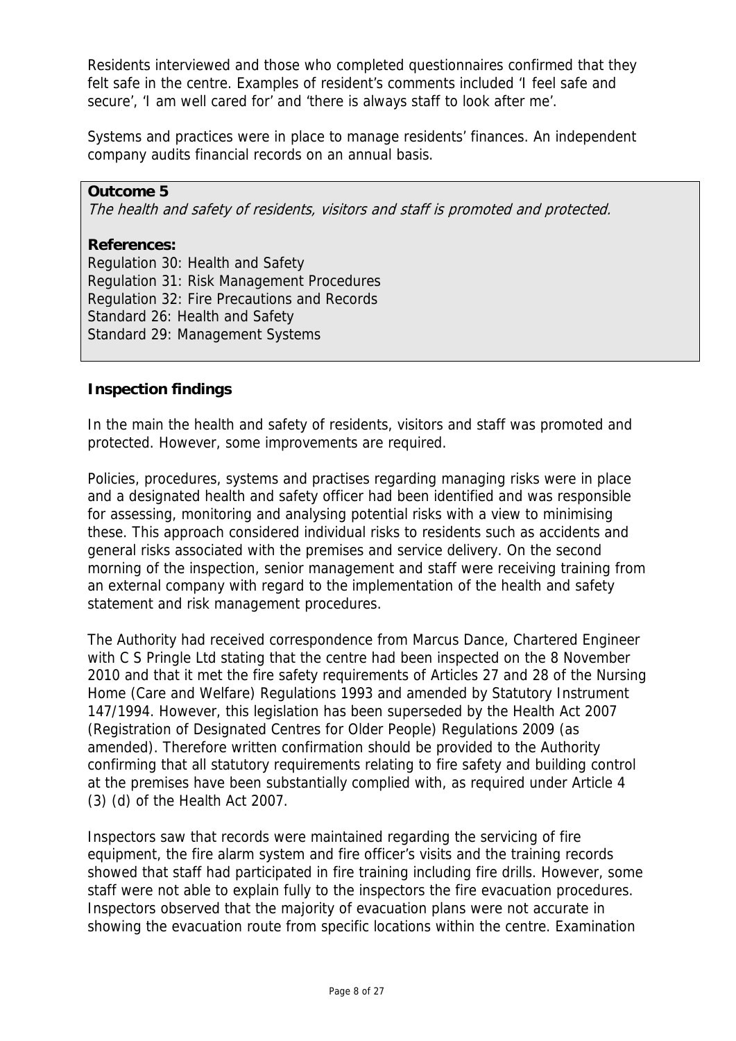Residents interviewed and those who completed questionnaires confirmed that they felt safe in the centre. Examples of resident's comments included 'I feel safe and secure', 'I am well cared for' and 'there is always staff to look after me'.

Systems and practices were in place to manage residents' finances. An independent company audits financial records on an annual basis.

**Outcome 5**
*The health and safety of residents, visitors and staff is promoted and protected.*

**References:**
Regulation 30: Health and Safety
Regulation 31: Risk Management Procedures
Regulation 32: Fire Precautions and Records
Standard 26: Health and Safety
Standard 29: Management Systems

**Inspection findings**

In the main the health and safety of residents, visitors and staff was promoted and protected. However, some improvements are required.

Policies, procedures, systems and practises regarding managing risks were in place and a designated health and safety officer had been identified and was responsible for assessing, monitoring and analysing potential risks with a view to minimising these. This approach considered individual risks to residents such as accidents and general risks associated with the premises and service delivery. On the second morning of the inspection, senior management and staff were receiving training from an external company with regard to the implementation of the health and safety statement and risk management procedures.

The Authority had received correspondence from Marcus Dance, Chartered Engineer with C S Pringle Ltd stating that the centre had been inspected on the 8 November 2010 and that it met the fire safety requirements of Articles 27 and 28 of the Nursing Home (Care and Welfare) Regulations 1993 and amended by Statutory Instrument 147/1994. However, this legislation has been superseded by the Health Act 2007 (Registration of Designated Centres for Older People) Regulations 2009 (as amended). Therefore written confirmation should be provided to the Authority confirming that all statutory requirements relating to fire safety and building control at the premises have been substantially complied with, as required under Article 4 (3) (d) of the Health Act 2007.

Inspectors saw that records were maintained regarding the servicing of fire equipment, the fire alarm system and fire officer's visits and the training records showed that staff had participated in fire training including fire drills. However, some staff were not able to explain fully to the inspectors the fire evacuation procedures. Inspectors observed that the majority of evacuation plans were not accurate in showing the evacuation route from specific locations within the centre. Examination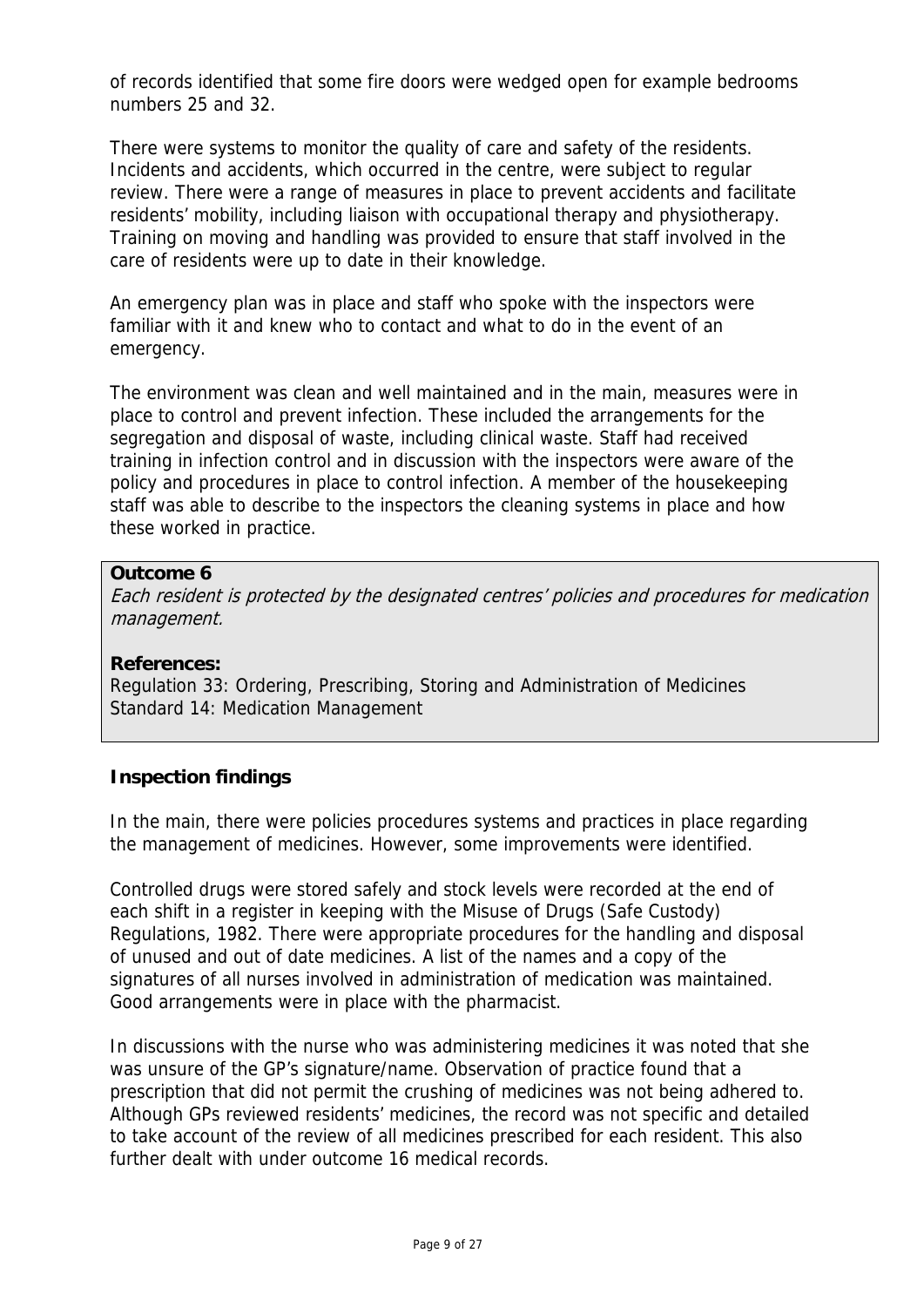of records identified that some fire doors were wedged open for example bedrooms numbers 25 and 32.

There were systems to monitor the quality of care and safety of the residents. Incidents and accidents, which occurred in the centre, were subject to regular review. There were a range of measures in place to prevent accidents and facilitate residents' mobility, including liaison with occupational therapy and physiotherapy. Training on moving and handling was provided to ensure that staff involved in the care of residents were up to date in their knowledge.

An emergency plan was in place and staff who spoke with the inspectors were familiar with it and knew who to contact and what to do in the event of an emergency.

The environment was clean and well maintained and in the main, measures were in place to control and prevent infection. These included the arrangements for the segregation and disposal of waste, including clinical waste. Staff had received training in infection control and in discussion with the inspectors were aware of the policy and procedures in place to control infection. A member of the housekeeping staff was able to describe to the inspectors the cleaning systems in place and how these worked in practice.

**Outcome 6**

*Each resident is protected by the designated centres' policies and procedures for medication management.*

**References:**
Regulation 33: Ordering, Prescribing, Storing and Administration of Medicines
Standard 14: Medication Management

**Inspection findings**

In the main, there were policies procedures systems and practices in place regarding the management of medicines. However, some improvements were identified.

Controlled drugs were stored safely and stock levels were recorded at the end of each shift in a register in keeping with the Misuse of Drugs (Safe Custody) Regulations, 1982. There were appropriate procedures for the handling and disposal of unused and out of date medicines. A list of the names and a copy of the signatures of all nurses involved in administration of medication was maintained. Good arrangements were in place with the pharmacist.

In discussions with the nurse who was administering medicines it was noted that she was unsure of the GP's signature/name. Observation of practice found that a prescription that did not permit the crushing of medicines was not being adhered to. Although GPs reviewed residents' medicines, the record was not specific and detailed to take account of the review of all medicines prescribed for each resident. This also further dealt with under outcome 16 medical records.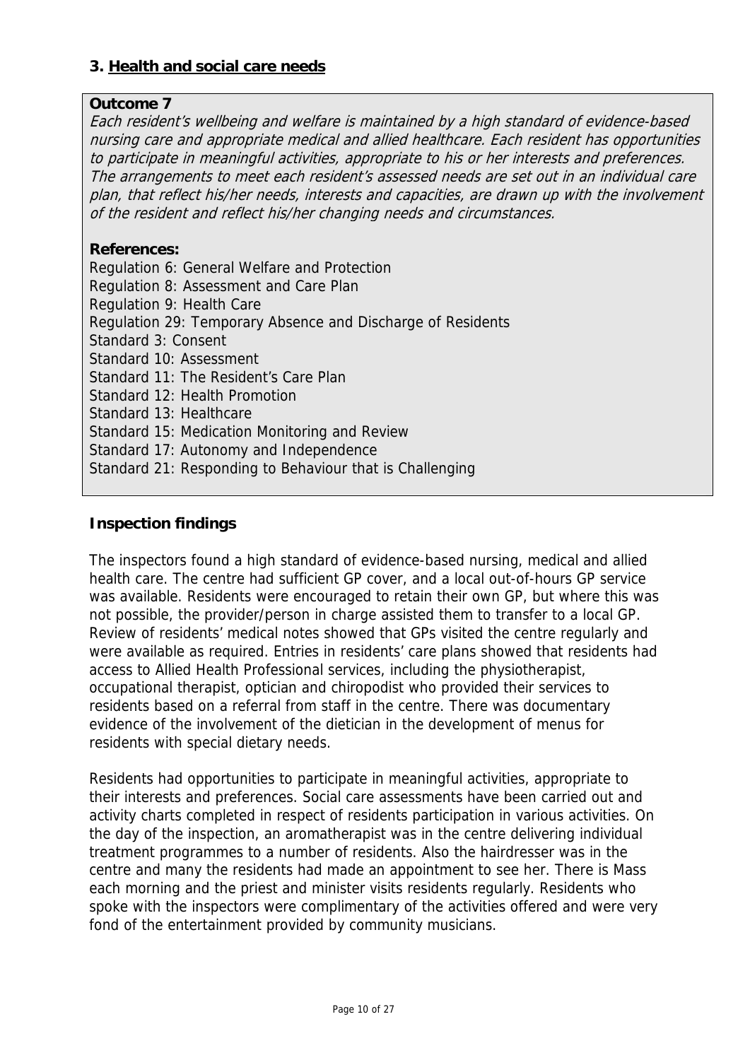### 3. Health and social care needs

**Outcome 7**

*Each resident's wellbeing and welfare is maintained by a high standard of evidence-based nursing care and appropriate medical and allied healthcare. Each resident has opportunities to participate in meaningful activities, appropriate to his or her interests and preferences. The arrangements to meet each resident's assessed needs are set out in an individual care plan, that reflect his/her needs, interests and capacities, are drawn up with the involvement of the resident and reflect his/her changing needs and circumstances.*

**References:**

Regulation 6: General Welfare and Protection
Regulation 8: Assessment and Care Plan
Regulation 9: Health Care
Regulation 29: Temporary Absence and Discharge of Residents
Standard 3: Consent
Standard 10: Assessment
Standard 11: The Resident's Care Plan
Standard 12: Health Promotion
Standard 13: Healthcare
Standard 15: Medication Monitoring and Review
Standard 17: Autonomy and Independence
Standard 21: Responding to Behaviour that is Challenging

**Inspection findings**

The inspectors found a high standard of evidence-based nursing, medical and allied health care. The centre had sufficient GP cover, and a local out-of-hours GP service was available. Residents were encouraged to retain their own GP, but where this was not possible, the provider/person in charge assisted them to transfer to a local GP. Review of residents' medical notes showed that GPs visited the centre regularly and were available as required. Entries in residents' care plans showed that residents had access to Allied Health Professional services, including the physiotherapist, occupational therapist, optician and chiropodist who provided their services to residents based on a referral from staff in the centre. There was documentary evidence of the involvement of the dietician in the development of menus for residents with special dietary needs.

Residents had opportunities to participate in meaningful activities, appropriate to their interests and preferences. Social care assessments have been carried out and activity charts completed in respect of residents participation in various activities. On the day of the inspection, an aromatherapist was in the centre delivering individual treatment programmes to a number of residents. Also the hairdresser was in the centre and many the residents had made an appointment to see her. There is Mass each morning and the priest and minister visits residents regularly. Residents who spoke with the inspectors were complimentary of the activities offered and were very fond of the entertainment provided by community musicians.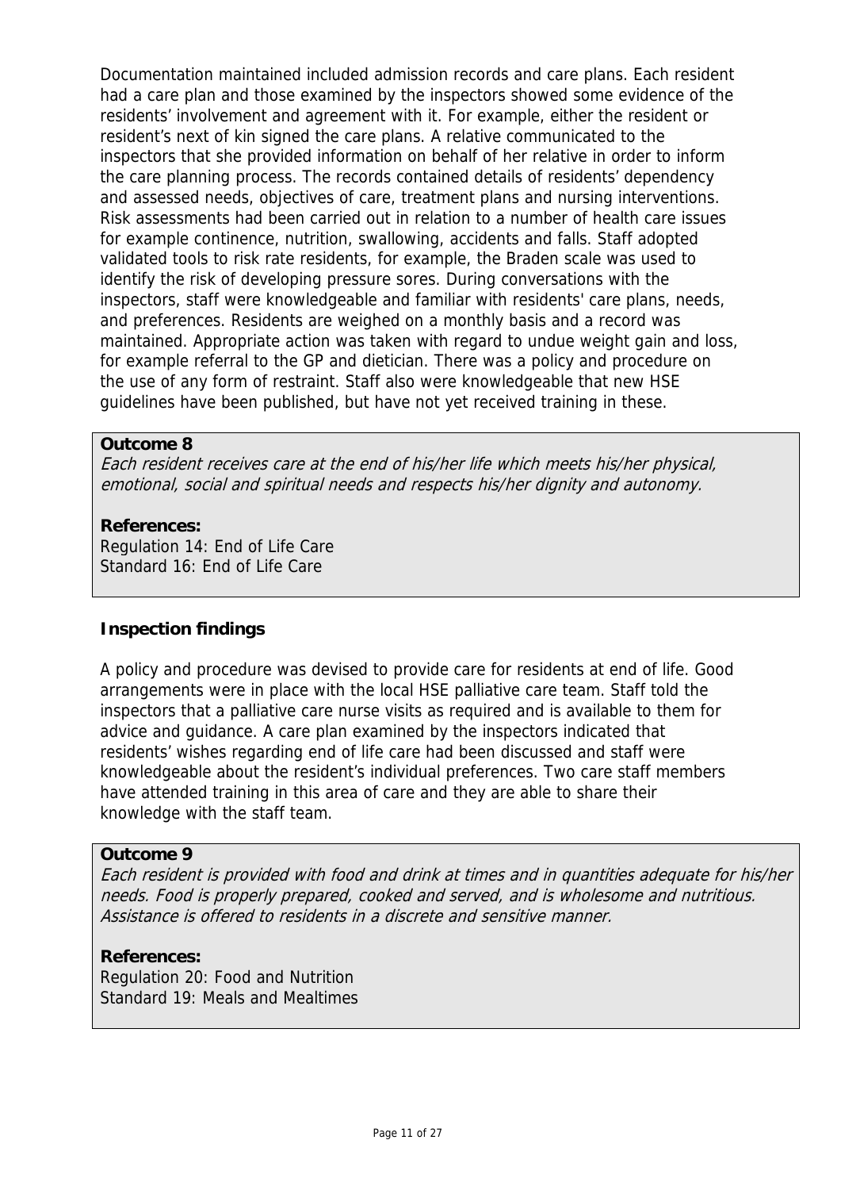Documentation maintained included admission records and care plans. Each resident had a care plan and those examined by the inspectors showed some evidence of the residents' involvement and agreement with it. For example, either the resident or resident's next of kin signed the care plans. A relative communicated to the inspectors that she provided information on behalf of her relative in order to inform the care planning process. The records contained details of residents' dependency and assessed needs, objectives of care, treatment plans and nursing interventions. Risk assessments had been carried out in relation to a number of health care issues for example continence, nutrition, swallowing, accidents and falls. Staff adopted validated tools to risk rate residents, for example, the Braden scale was used to identify the risk of developing pressure sores. During conversations with the inspectors, staff were knowledgeable and familiar with residents' care plans, needs, and preferences. Residents are weighed on a monthly basis and a record was maintained. Appropriate action was taken with regard to undue weight gain and loss, for example referral to the GP and dietician. There was a policy and procedure on the use of any form of restraint. Staff also were knowledgeable that new HSE guidelines have been published, but have not yet received training in these.

**Outcome 8**
*Each resident receives care at the end of his/her life which meets his/her physical, emotional, social and spiritual needs and respects his/her dignity and autonomy.*

**References:**
Regulation 14: End of Life Care
Standard 16: End of Life Care

**Inspection findings**

A policy and procedure was devised to provide care for residents at end of life. Good arrangements were in place with the local HSE palliative care team. Staff told the inspectors that a palliative care nurse visits as required and is available to them for advice and guidance. A care plan examined by the inspectors indicated that residents' wishes regarding end of life care had been discussed and staff were knowledgeable about the resident's individual preferences. Two care staff members have attended training in this area of care and they are able to share their knowledge with the staff team.

**Outcome 9**
*Each resident is provided with food and drink at times and in quantities adequate for his/her needs. Food is properly prepared, cooked and served, and is wholesome and nutritious. Assistance is offered to residents in a discrete and sensitive manner.*

**References:**
Regulation 20: Food and Nutrition
Standard 19: Meals and Mealtimes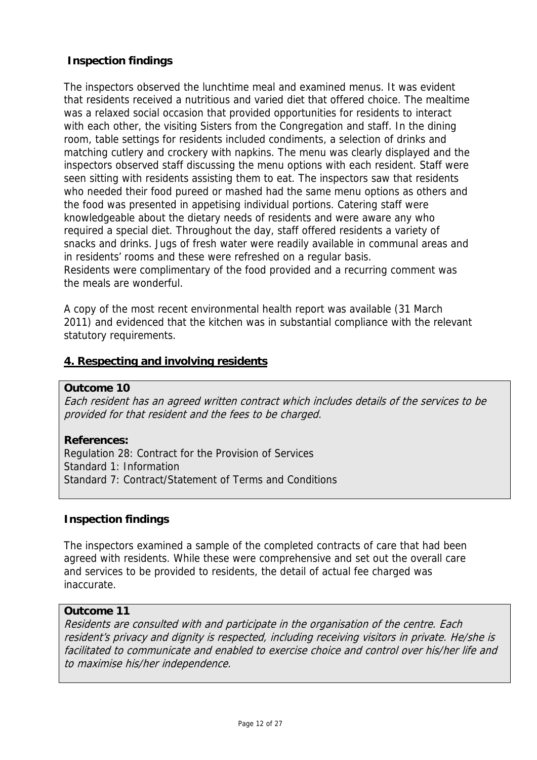**Inspection findings**

The inspectors observed the lunchtime meal and examined menus. It was evident that residents received a nutritious and varied diet that offered choice. The mealtime was a relaxed social occasion that provided opportunities for residents to interact with each other, the visiting Sisters from the Congregation and staff. In the dining room, table settings for residents included condiments, a selection of drinks and matching cutlery and crockery with napkins. The menu was clearly displayed and the inspectors observed staff discussing the menu options with each resident. Staff were seen sitting with residents assisting them to eat. The inspectors saw that residents who needed their food pureed or mashed had the same menu options as others and the food was presented in appetising individual portions. Catering staff were knowledgeable about the dietary needs of residents and were aware any who required a special diet. Throughout the day, staff offered residents a variety of snacks and drinks. Jugs of fresh water were readily available in communal areas and in residents' rooms and these were refreshed on a regular basis.
Residents were complimentary of the food provided and a recurring comment was the meals are wonderful.

A copy of the most recent environmental health report was available (31 March 2011) and evidenced that the kitchen was in substantial compliance with the relevant statutory requirements.

## 4. Respecting and involving residents

**Outcome 10**
*Each resident has an agreed written contract which includes details of the services to be provided for that resident and the fees to be charged.*

**References:**
Regulation 28: Contract for the Provision of Services
Standard 1: Information
Standard 7: Contract/Statement of Terms and Conditions

**Inspection findings**

The inspectors examined a sample of the completed contracts of care that had been agreed with residents. While these were comprehensive and set out the overall care and services to be provided to residents, the detail of actual fee charged was inaccurate.

**Outcome 11**
*Residents are consulted with and participate in the organisation of the centre. Each resident's privacy and dignity is respected, including receiving visitors in private. He/she is facilitated to communicate and enabled to exercise choice and control over his/her life and to maximise his/her independence.*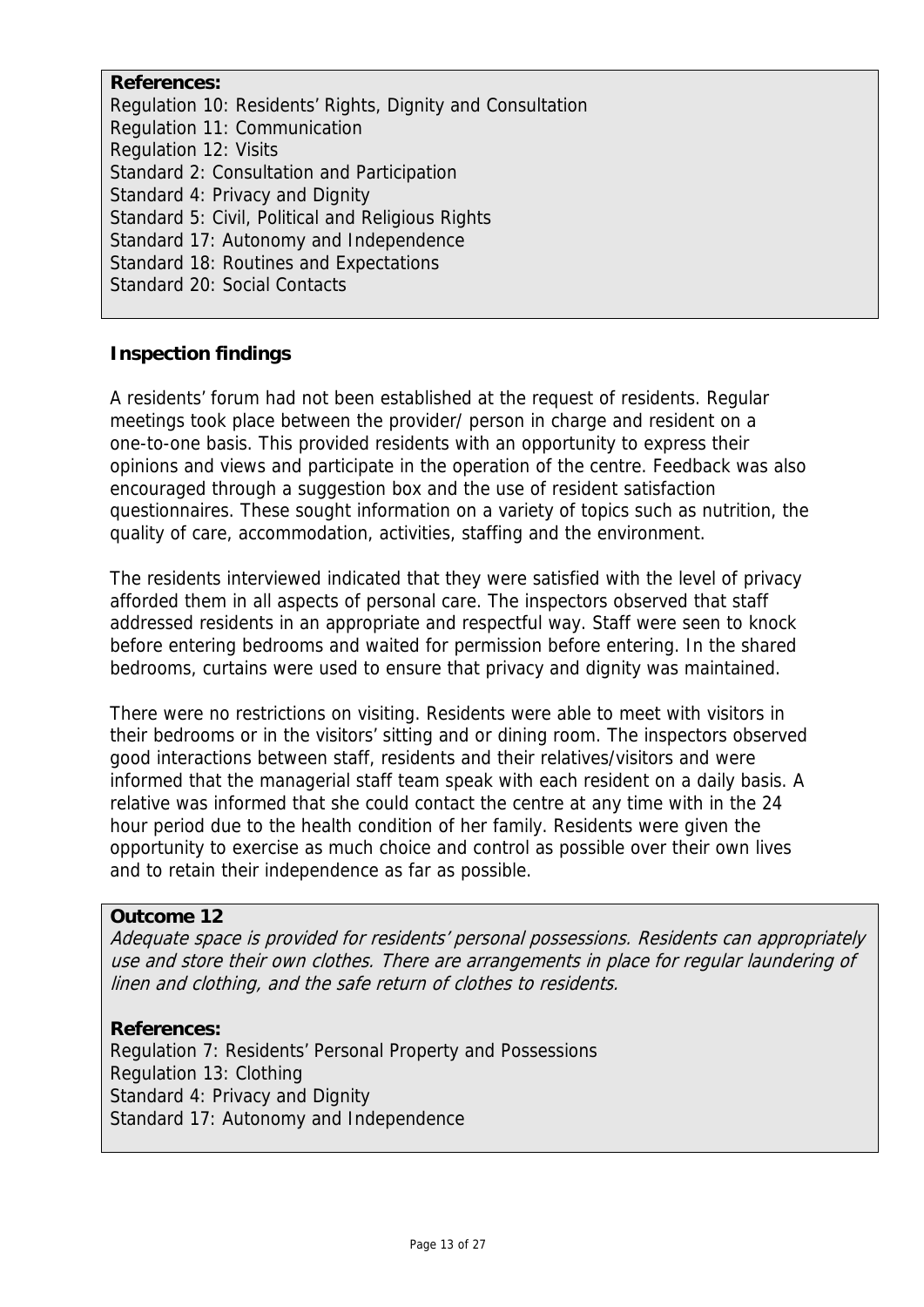**References:**
Regulation 10: Residents' Rights, Dignity and Consultation
Regulation 11: Communication
Regulation 12: Visits
Standard 2: Consultation and Participation
Standard 4: Privacy and Dignity
Standard 5: Civil, Political and Religious Rights
Standard 17: Autonomy and Independence
Standard 18: Routines and Expectations
Standard 20: Social Contacts

**Inspection findings**

A residents' forum had not been established at the request of residents. Regular meetings took place between the provider/ person in charge and resident on a one-to-one basis. This provided residents with an opportunity to express their opinions and views and participate in the operation of the centre. Feedback was also encouraged through a suggestion box and the use of resident satisfaction questionnaires. These sought information on a variety of topics such as nutrition, the quality of care, accommodation, activities, staffing and the environment.

The residents interviewed indicated that they were satisfied with the level of privacy afforded them in all aspects of personal care. The inspectors observed that staff addressed residents in an appropriate and respectful way. Staff were seen to knock before entering bedrooms and waited for permission before entering. In the shared bedrooms, curtains were used to ensure that privacy and dignity was maintained.

There were no restrictions on visiting. Residents were able to meet with visitors in their bedrooms or in the visitors' sitting and or dining room. The inspectors observed good interactions between staff, residents and their relatives/visitors and were informed that the managerial staff team speak with each resident on a daily basis. A relative was informed that she could contact the centre at any time with in the 24 hour period due to the health condition of her family. Residents were given the opportunity to exercise as much choice and control as possible over their own lives and to retain their independence as far as possible.

**Outcome 12**
*Adequate space is provided for residents' personal possessions. Residents can appropriately use and store their own clothes. There are arrangements in place for regular laundering of linen and clothing, and the safe return of clothes to residents.*

**References:**
Regulation 7: Residents' Personal Property and Possessions
Regulation 13: Clothing
Standard 4: Privacy and Dignity
Standard 17: Autonomy and Independence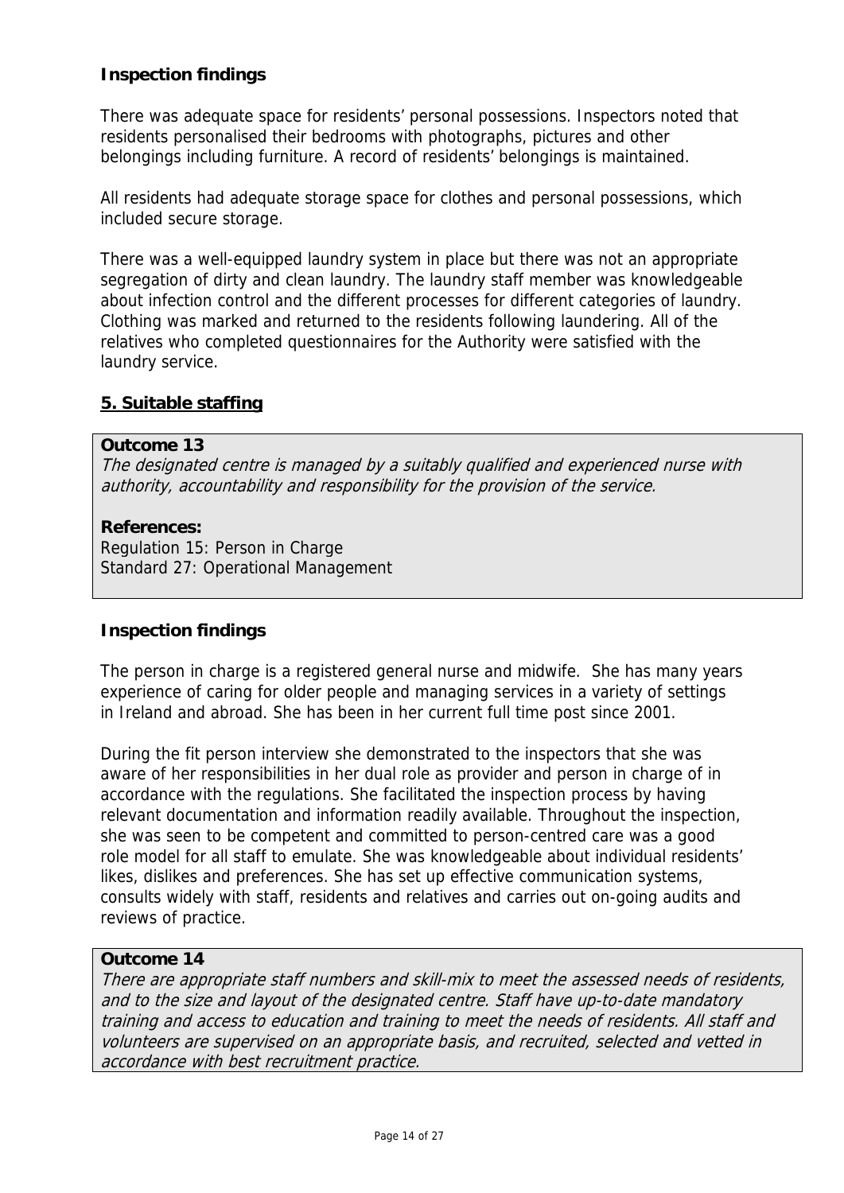**Inspection findings**

There was adequate space for residents' personal possessions. Inspectors noted that residents personalised their bedrooms with photographs, pictures and other belongings including furniture. A record of residents' belongings is maintained.

All residents had adequate storage space for clothes and personal possessions, which included secure storage.

There was a well-equipped laundry system in place but there was not an appropriate segregation of dirty and clean laundry. The laundry staff member was knowledgeable about infection control and the different processes for different categories of laundry. Clothing was marked and returned to the residents following laundering. All of the relatives who completed questionnaires for the Authority were satisfied with the laundry service.

## 5. Suitable staffing

**Outcome 13**
*The designated centre is managed by a suitably qualified and experienced nurse with authority, accountability and responsibility for the provision of the service.*

**References:**
Regulation 15: Person in Charge
Standard 27: Operational Management

**Inspection findings**

The person in charge is a registered general nurse and midwife. She has many years experience of caring for older people and managing services in a variety of settings in Ireland and abroad. She has been in her current full time post since 2001.

During the fit person interview she demonstrated to the inspectors that she was aware of her responsibilities in her dual role as provider and person in charge of in accordance with the regulations. She facilitated the inspection process by having relevant documentation and information readily available. Throughout the inspection, she was seen to be competent and committed to person-centred care was a good role model for all staff to emulate. She was knowledgeable about individual residents' likes, dislikes and preferences. She has set up effective communication systems, consults widely with staff, residents and relatives and carries out on-going audits and reviews of practice.

**Outcome 14**
*There are appropriate staff numbers and skill-mix to meet the assessed needs of residents, and to the size and layout of the designated centre. Staff have up-to-date mandatory training and access to education and training to meet the needs of residents. All staff and volunteers are supervised on an appropriate basis, and recruited, selected and vetted in accordance with best recruitment practice.*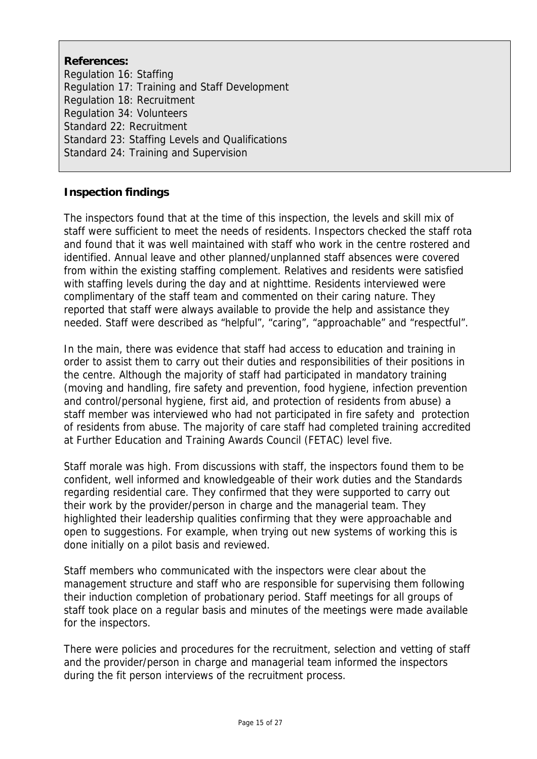**References:**
Regulation 16: Staffing
Regulation 17: Training and Staff Development
Regulation 18: Recruitment
Regulation 34: Volunteers
Standard 22: Recruitment
Standard 23: Staffing Levels and Qualifications
Standard 24: Training and Supervision

**Inspection findings**

The inspectors found that at the time of this inspection, the levels and skill mix of staff were sufficient to meet the needs of residents. Inspectors checked the staff rota and found that it was well maintained with staff who work in the centre rostered and identified. Annual leave and other planned/unplanned staff absences were covered from within the existing staffing complement. Relatives and residents were satisfied with staffing levels during the day and at nighttime. Residents interviewed were complimentary of the staff team and commented on their caring nature. They reported that staff were always available to provide the help and assistance they needed. Staff were described as "helpful", "caring", "approachable" and "respectful".

In the main, there was evidence that staff had access to education and training in order to assist them to carry out their duties and responsibilities of their positions in the centre. Although the majority of staff had participated in mandatory training (moving and handling, fire safety and prevention, food hygiene, infection prevention and control/personal hygiene, first aid, and protection of residents from abuse) a staff member was interviewed who had not participated in fire safety and protection of residents from abuse. The majority of care staff had completed training accredited at Further Education and Training Awards Council (FETAC) level five.

Staff morale was high. From discussions with staff, the inspectors found them to be confident, well informed and knowledgeable of their work duties and the Standards regarding residential care. They confirmed that they were supported to carry out their work by the provider/person in charge and the managerial team. They highlighted their leadership qualities confirming that they were approachable and open to suggestions. For example, when trying out new systems of working this is done initially on a pilot basis and reviewed.

Staff members who communicated with the inspectors were clear about the management structure and staff who are responsible for supervising them following their induction completion of probationary period. Staff meetings for all groups of staff took place on a regular basis and minutes of the meetings were made available for the inspectors.

There were policies and procedures for the recruitment, selection and vetting of staff and the provider/person in charge and managerial team informed the inspectors during the fit person interviews of the recruitment process.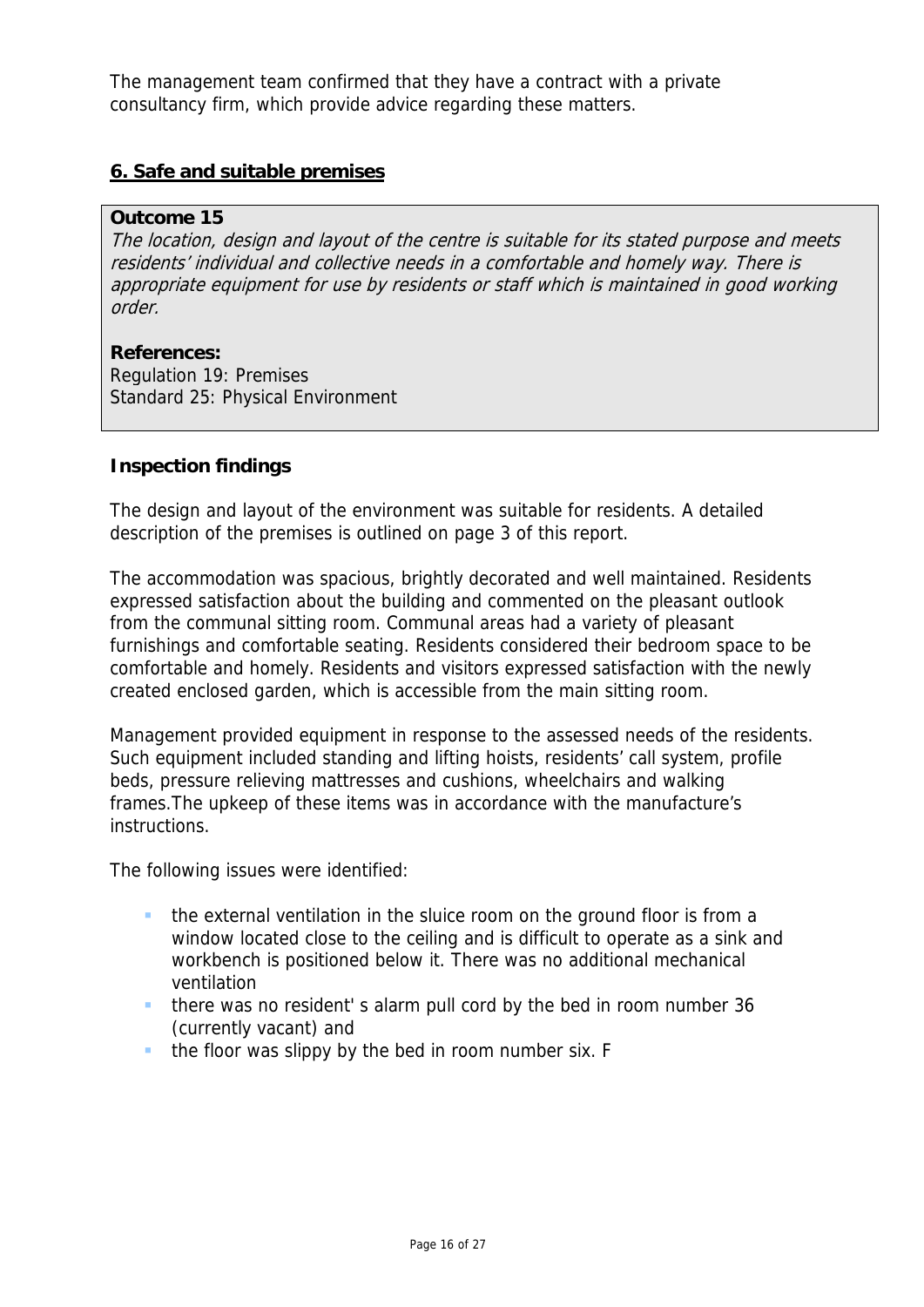The management team confirmed that they have a contract with a private consultancy firm, which provide advice regarding these matters.

## 6. Safe and suitable premises

**Outcome 15**
*The location, design and layout of the centre is suitable for its stated purpose and meets residents' individual and collective needs in a comfortable and homely way. There is appropriate equipment for use by residents or staff which is maintained in good working order.*

**References:**
Regulation 19: Premises
Standard 25: Physical Environment

**Inspection findings**

The design and layout of the environment was suitable for residents. A detailed description of the premises is outlined on page 3 of this report.

The accommodation was spacious, brightly decorated and well maintained. Residents expressed satisfaction about the building and commented on the pleasant outlook from the communal sitting room. Communal areas had a variety of pleasant furnishings and comfortable seating. Residents considered their bedroom space to be comfortable and homely. Residents and visitors expressed satisfaction with the newly created enclosed garden, which is accessible from the main sitting room.

Management provided equipment in response to the assessed needs of the residents. Such equipment included standing and lifting hoists, residents' call system, profile beds, pressure relieving mattresses and cushions, wheelchairs and walking frames.The upkeep of these items was in accordance with the manufacture's instructions.

The following issues were identified:

- the external ventilation in the sluice room on the ground floor is from a window located close to the ceiling and is difficult to operate as a sink and workbench is positioned below it. There was no additional mechanical ventilation
- there was no resident' s alarm pull cord by the bed in room number 36 (currently vacant) and
- the floor was slippy by the bed in room number six. F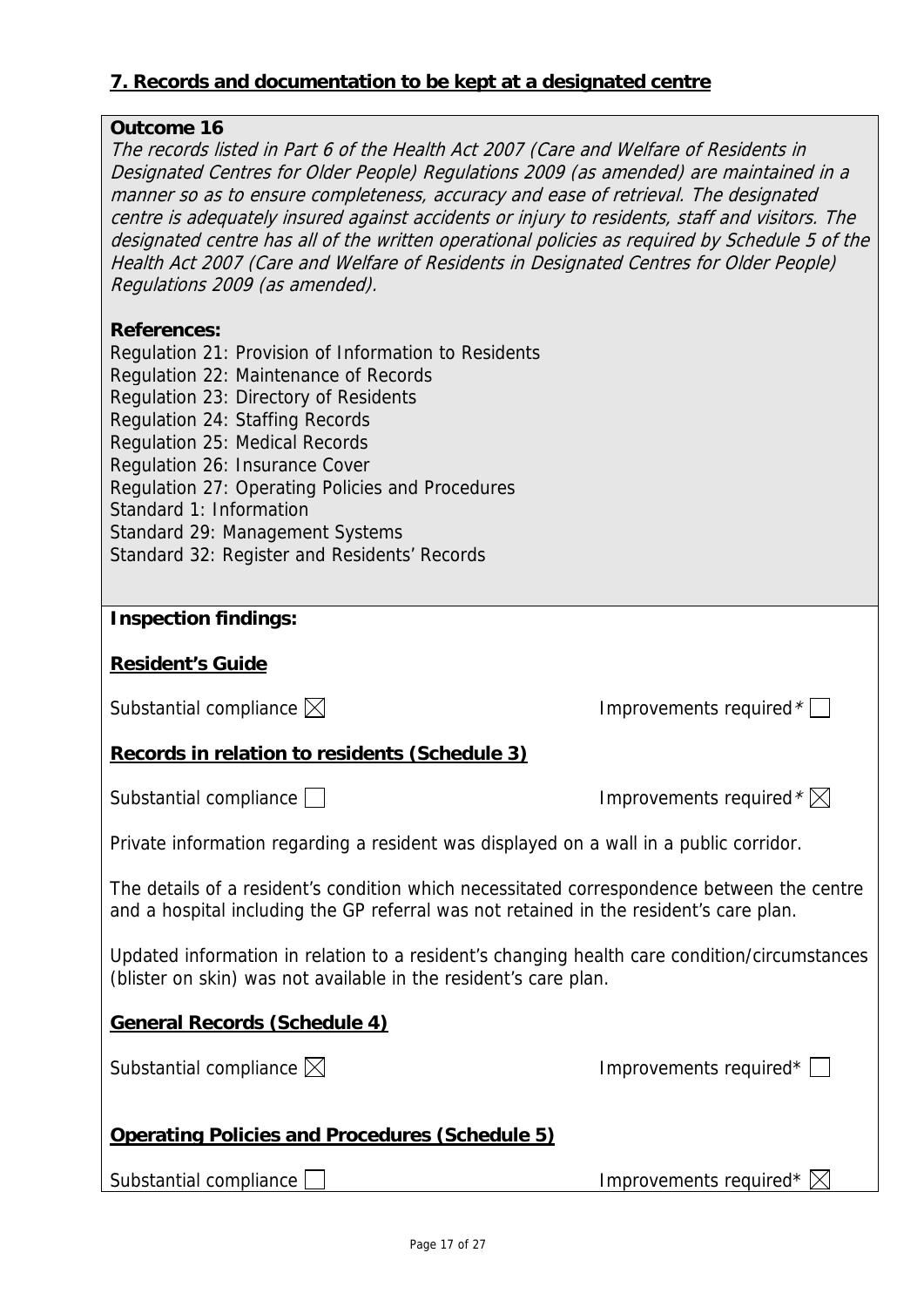## 7. Records and documentation to be kept at a designated centre

**Outcome 16**

*The records listed in Part 6 of the Health Act 2007 (Care and Welfare of Residents in Designated Centres for Older People) Regulations 2009 (as amended) are maintained in a manner so as to ensure completeness, accuracy and ease of retrieval. The designated centre is adequately insured against accidents or injury to residents, staff and visitors. The designated centre has all of the written operational policies as required by Schedule 5 of the Health Act 2007 (Care and Welfare of Residents in Designated Centres for Older People) Regulations 2009 (as amended).*

**References:**

Regulation 21: Provision of Information to Residents
Regulation 22: Maintenance of Records
Regulation 23: Directory of Residents
Regulation 24: Staffing Records
Regulation 25: Medical Records
Regulation 26: Insurance Cover
Regulation 27: Operating Policies and Procedures
Standard 1: Information
Standard 29: Management Systems
Standard 32: Register and Residents' Records

**Inspection findings:**

**Resident's Guide**

Substantial compliance ☒ Improvements required* ☐

**Records in relation to residents (Schedule 3)**

Substantial compliance ☐ Improvements required* ☒

Private information regarding a resident was displayed on a wall in a public corridor.

The details of a resident's condition which necessitated correspondence between the centre and a hospital including the GP referral was not retained in the resident's care plan.

Updated information in relation to a resident's changing health care condition/circumstances (blister on skin) was not available in the resident's care plan.

**General Records (Schedule 4)**

Substantial compliance ☒ Improvements required* ☐

**Operating Policies and Procedures (Schedule 5)**

Substantial compliance ☐ Improvements required* ☒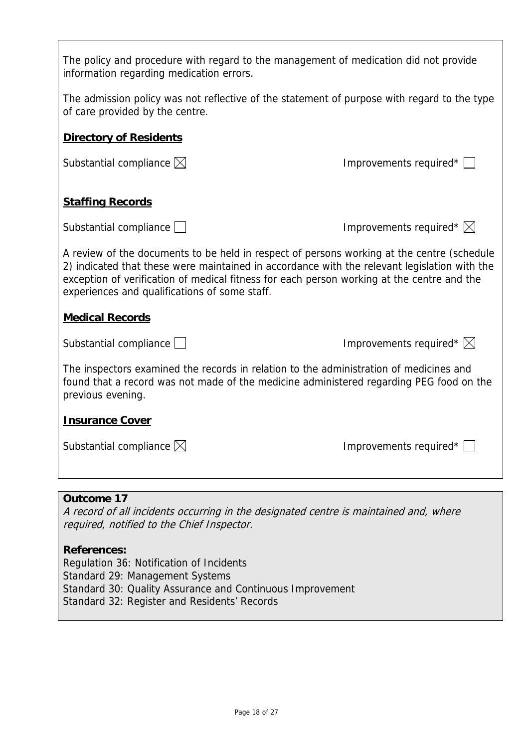The policy and procedure with regard to the management of medication did not provide information regarding medication errors.

The admission policy was not reflective of the statement of purpose with regard to the type of care provided by the centre.

**Directory of Residents**

Substantial compliance ☒ Improvements required* ☐

**Staffing Records**

Substantial compliance ☐ Improvements required* ☒

A review of the documents to be held in respect of persons working at the centre (schedule 2) indicated that these were maintained in accordance with the relevant legislation with the exception of verification of medical fitness for each person working at the centre and the experiences and qualifications of some staff.

**Medical Records**

Substantial compliance ☐ Improvements required* ☒

The inspectors examined the records in relation to the administration of medicines and found that a record was not made of the medicine administered regarding PEG food on the previous evening.

**Insurance Cover**

Substantial compliance ☒ Improvements required* ☐

**Outcome 17**

*A record of all incidents occurring in the designated centre is maintained and, where required, notified to the Chief Inspector.*

**References:**

Regulation 36: Notification of Incidents
Standard 29: Management Systems
Standard 30: Quality Assurance and Continuous Improvement
Standard 32: Register and Residents' Records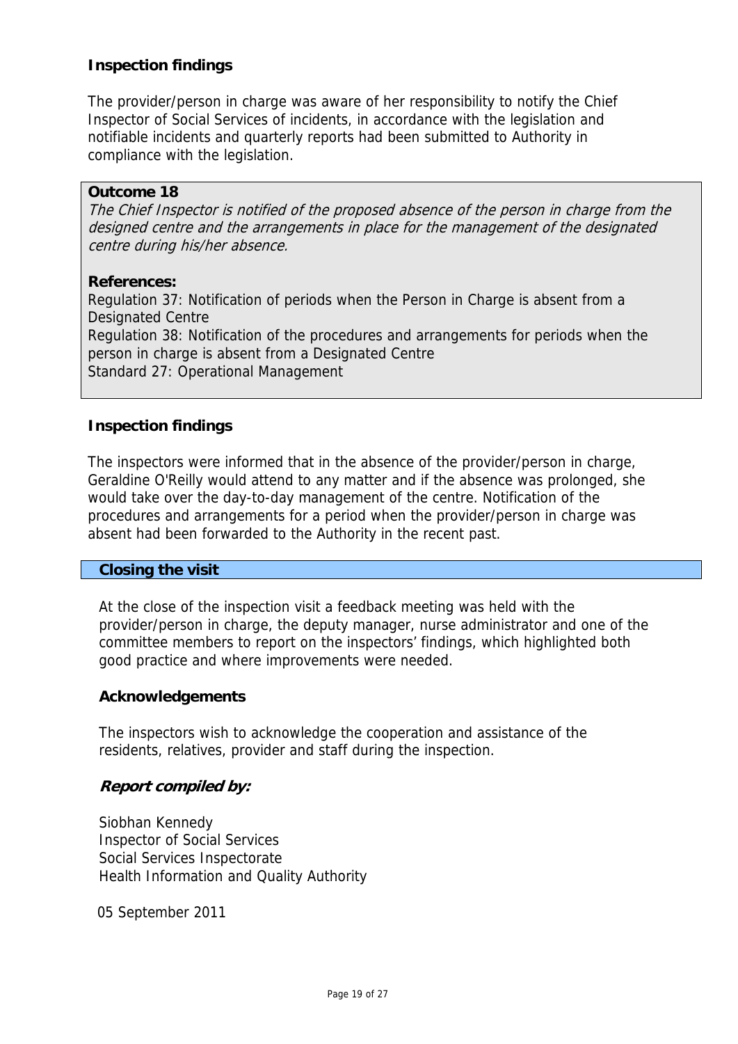### Inspection findings

The provider/person in charge was aware of her responsibility to notify the Chief Inspector of Social Services of incidents, in accordance with the legislation and notifiable incidents and quarterly reports had been submitted to Authority in compliance with the legislation.

**Outcome 18**

*The Chief Inspector is notified of the proposed absence of the person in charge from the designed centre and the arrangements in place for the management of the designated centre during his/her absence.*

**References:**

Regulation 37: Notification of periods when the Person in Charge is absent from a Designated Centre
Regulation 38: Notification of the procedures and arrangements for periods when the person in charge is absent from a Designated Centre
Standard 27: Operational Management

### Inspection findings

The inspectors were informed that in the absence of the provider/person in charge, Geraldine O'Reilly would attend to any matter and if the absence was prolonged, she would take over the day-to-day management of the centre. Notification of the procedures and arrangements for a period when the provider/person in charge was absent had been forwarded to the Authority in the recent past.

## Closing the visit

At the close of the inspection visit a feedback meeting was held with the provider/person in charge, the deputy manager, nurse administrator and one of the committee members to report on the inspectors' findings, which highlighted both good practice and where improvements were needed.

### Acknowledgements

The inspectors wish to acknowledge the cooperation and assistance of the residents, relatives, provider and staff during the inspection.

***Report compiled by:***

Siobhan Kennedy
Inspector of Social Services
Social Services Inspectorate
Health Information and Quality Authority

05 September 2011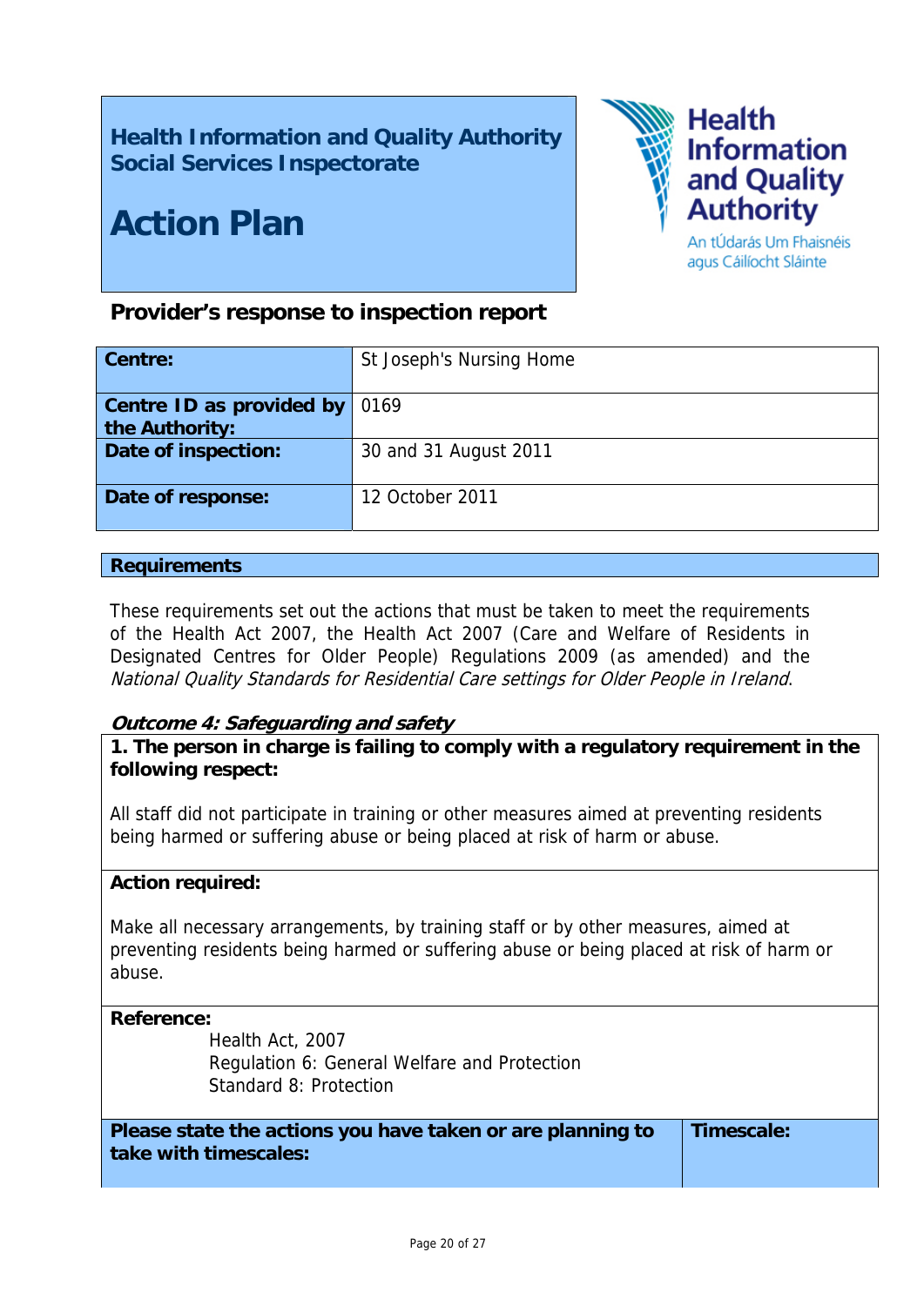**Health Information and Quality Authority**
**Social Services Inspectorate**

# Action Plan

Health Information and Quality Authority
An tÚdarás Um Fhaisnéis agus Cáilíocht Sláinte

## Provider's response to inspection report

| | |
|---|---|
| **Centre:** | St Joseph's Nursing Home |
| **Centre ID as provided by the Authority:** | 0169 |
| **Date of inspection:** | 30 and 31 August 2011 |
| **Date of response:** | 12 October 2011 |

## Requirements

These requirements set out the actions that must be taken to meet the requirements of the Health Act 2007, the Health Act 2007 (Care and Welfare of Residents in Designated Centres for Older People) Regulations 2009 (as amended) and the *National Quality Standards for Residential Care settings for Older People in Ireland*.

### *Outcome 4: Safeguarding and safety*

**1. The person in charge is failing to comply with a regulatory requirement in the following respect:**

All staff did not participate in training or other measures aimed at preventing residents being harmed or suffering abuse or being placed at risk of harm or abuse.

**Action required:**

Make all necessary arrangements, by training staff or by other measures, aimed at preventing residents being harmed or suffering abuse or being placed at risk of harm or abuse.

**Reference:**

Health Act, 2007
Regulation 6: General Welfare and Protection
Standard 8: Protection

| Please state the actions you have taken or are planning to take with timescales: | Timescale: |
|---|---|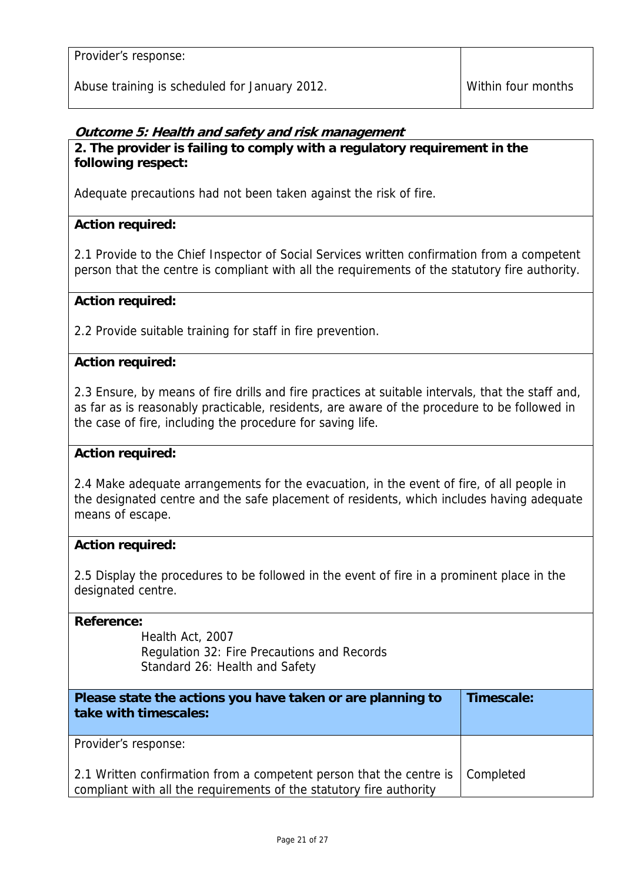| Provider's response: | |
|---|---|
| Abuse training is scheduled for January 2012. | Within four months |

***Outcome 5: Health and safety and risk management***

**2. The provider is failing to comply with a regulatory requirement in the following respect:**

Adequate precautions had not been taken against the risk of fire.

**Action required:**

2.1 Provide to the Chief Inspector of Social Services written confirmation from a competent person that the centre is compliant with all the requirements of the statutory fire authority.

**Action required:**

2.2 Provide suitable training for staff in fire prevention.

**Action required:**

2.3 Ensure, by means of fire drills and fire practices at suitable intervals, that the staff and, as far as is reasonably practicable, residents, are aware of the procedure to be followed in the case of fire, including the procedure for saving life.

**Action required:**

2.4 Make adequate arrangements for the evacuation, in the event of fire, of all people in the designated centre and the safe placement of residents, which includes having adequate means of escape.

**Action required:**

2.5 Display the procedures to be followed in the event of fire in a prominent place in the designated centre.

**Reference:**

Health Act, 2007
Regulation 32: Fire Precautions and Records
Standard 26: Health and Safety

| **Please state the actions you have taken or are planning to take with timescales:** | **Timescale:** |
|---|---|
| Provider's response: | |
| 2.1 Written confirmation from a competent person that the centre is compliant with all the requirements of the statutory fire authority | Completed |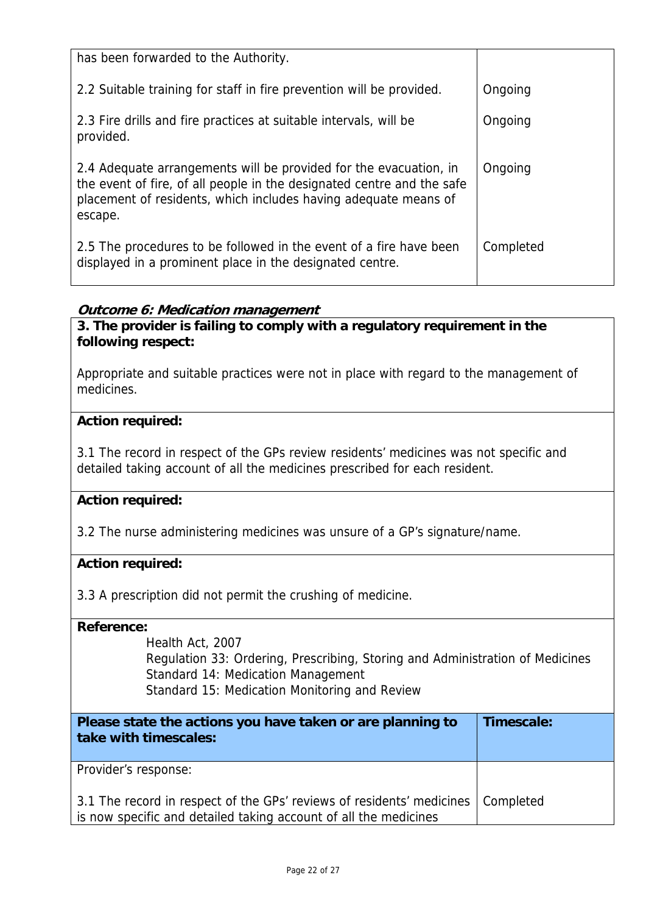| | |
|---|---|
| has been forwarded to the Authority. | |
| 2.2 Suitable training for staff in fire prevention will be provided. | Ongoing |
| 2.3 Fire drills and fire practices at suitable intervals, will be provided. | Ongoing |
| 2.4 Adequate arrangements will be provided for the evacuation, in the event of fire, of all people in the designated centre and the safe placement of residents, which includes having adequate means of escape. | Ongoing |
| 2.5 The procedures to be followed in the event of a fire have been displayed in a prominent place in the designated centre. | Completed |

***Outcome 6: Medication management***

**3. The provider is failing to comply with a regulatory requirement in the following respect:**

Appropriate and suitable practices were not in place with regard to the management of medicines.

**Action required:**

3.1 The record in respect of the GPs review residents' medicines was not specific and detailed taking account of all the medicines prescribed for each resident.

**Action required:**

3.2 The nurse administering medicines was unsure of a GP's signature/name.

**Action required:**

3.3 A prescription did not permit the crushing of medicine.

**Reference:**

Health Act, 2007
Regulation 33: Ordering, Prescribing, Storing and Administration of Medicines
Standard 14: Medication Management
Standard 15: Medication Monitoring and Review

| **Please state the actions you have taken or are planning to take with timescales:** | **Timescale:** |
|---|---|
| Provider's response: | |
| 3.1 The record in respect of the GPs' reviews of residents' medicines is now specific and detailed taking account of all the medicines | Completed |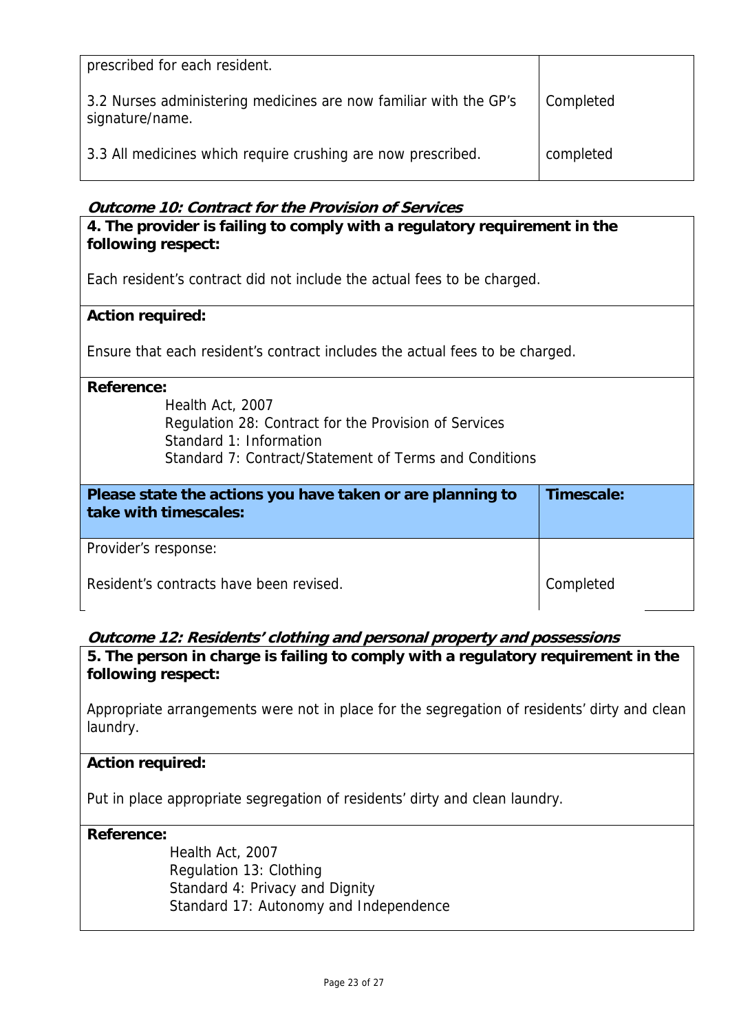| | |
|---|---|
| prescribed for each resident. | |
| 3.2 Nurses administering medicines are now familiar with the GP's signature/name. | Completed |
| 3.3 All medicines which require crushing are now prescribed. | completed |

### *Outcome 10: Contract for the Provision of Services*

**4. The provider is failing to comply with a regulatory requirement in the following respect:**

Each resident's contract did not include the actual fees to be charged.

**Action required:**

Ensure that each resident's contract includes the actual fees to be charged.

**Reference:**

Health Act, 2007
Regulation 28: Contract for the Provision of Services
Standard 1: Information
Standard 7: Contract/Statement of Terms and Conditions

| Please state the actions you have taken or are planning to take with timescales: | Timescale: |
|---|---|
| Provider's response:<br><br>Resident's contracts have been revised. | <br><br>Completed |

### *Outcome 12: Residents' clothing and personal property and possessions*

**5. The person in charge is failing to comply with a regulatory requirement in the following respect:**

Appropriate arrangements were not in place for the segregation of residents' dirty and clean laundry.

**Action required:**

Put in place appropriate segregation of residents' dirty and clean laundry.

**Reference:**

Health Act, 2007
Regulation 13: Clothing
Standard 4: Privacy and Dignity
Standard 17: Autonomy and Independence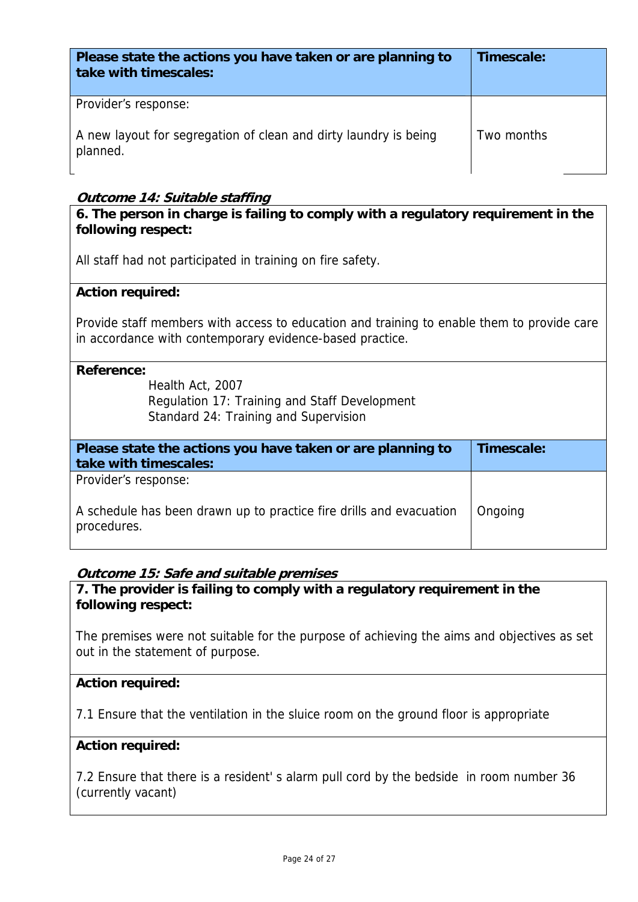| Please state the actions you have taken or are planning to take with timescales: | Timescale: |
|---|---|
| Provider's response:<br><br>A new layout for segregation of clean and dirty laundry is being planned. | Two months |

***Outcome 14: Suitable staffing***

**6. The person in charge is failing to comply with a regulatory requirement in the following respect:**

All staff had not participated in training on fire safety.

**Action required:**

Provide staff members with access to education and training to enable them to provide care in accordance with contemporary evidence-based practice.

**Reference:**

Health Act, 2007
Regulation 17: Training and Staff Development
Standard 24: Training and Supervision

| Please state the actions you have taken or are planning to take with timescales: | Timescale: |
|---|---|
| Provider's response:<br><br>A schedule has been drawn up to practice fire drills and evacuation procedures. | Ongoing |

***Outcome 15: Safe and suitable premises***

**7. The provider is failing to comply with a regulatory requirement in the following respect:**

The premises were not suitable for the purpose of achieving the aims and objectives as set out in the statement of purpose.

**Action required:**

7.1 Ensure that the ventilation in the sluice room on the ground floor is appropriate

**Action required:**

7.2 Ensure that there is a resident' s alarm pull cord by the bedside in room number 36 (currently vacant)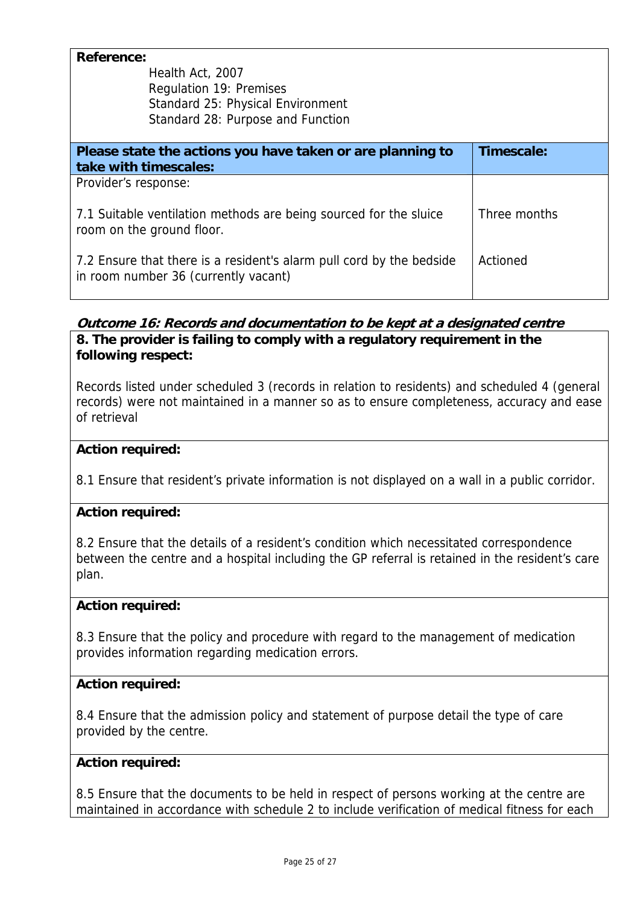**Reference:**

Health Act, 2007
Regulation 19: Premises
Standard 25: Physical Environment
Standard 28: Purpose and Function

| Please state the actions you have taken or are planning to take with timescales: | Timescale: |
|---|---|
| Provider's response: | |
| 7.1 Suitable ventilation methods are being sourced for the sluice room on the ground floor. | Three months |
| 7.2 Ensure that there is a resident's alarm pull cord by the bedside in room number 36 (currently vacant) | Actioned |

***Outcome 16: Records and documentation to be kept at a designated centre***

**8. The provider is failing to comply with a regulatory requirement in the following respect:**

Records listed under scheduled 3 (records in relation to residents) and scheduled 4 (general records) were not maintained in a manner so as to ensure completeness, accuracy and ease of retrieval

**Action required:**

8.1 Ensure that resident's private information is not displayed on a wall in a public corridor.

**Action required:**

8.2 Ensure that the details of a resident's condition which necessitated correspondence between the centre and a hospital including the GP referral is retained in the resident's care plan.

**Action required:**

8.3 Ensure that the policy and procedure with regard to the management of medication provides information regarding medication errors.

**Action required:**

8.4 Ensure that the admission policy and statement of purpose detail the type of care provided by the centre.

**Action required:**

8.5 Ensure that the documents to be held in respect of persons working at the centre are maintained in accordance with schedule 2 to include verification of medical fitness for each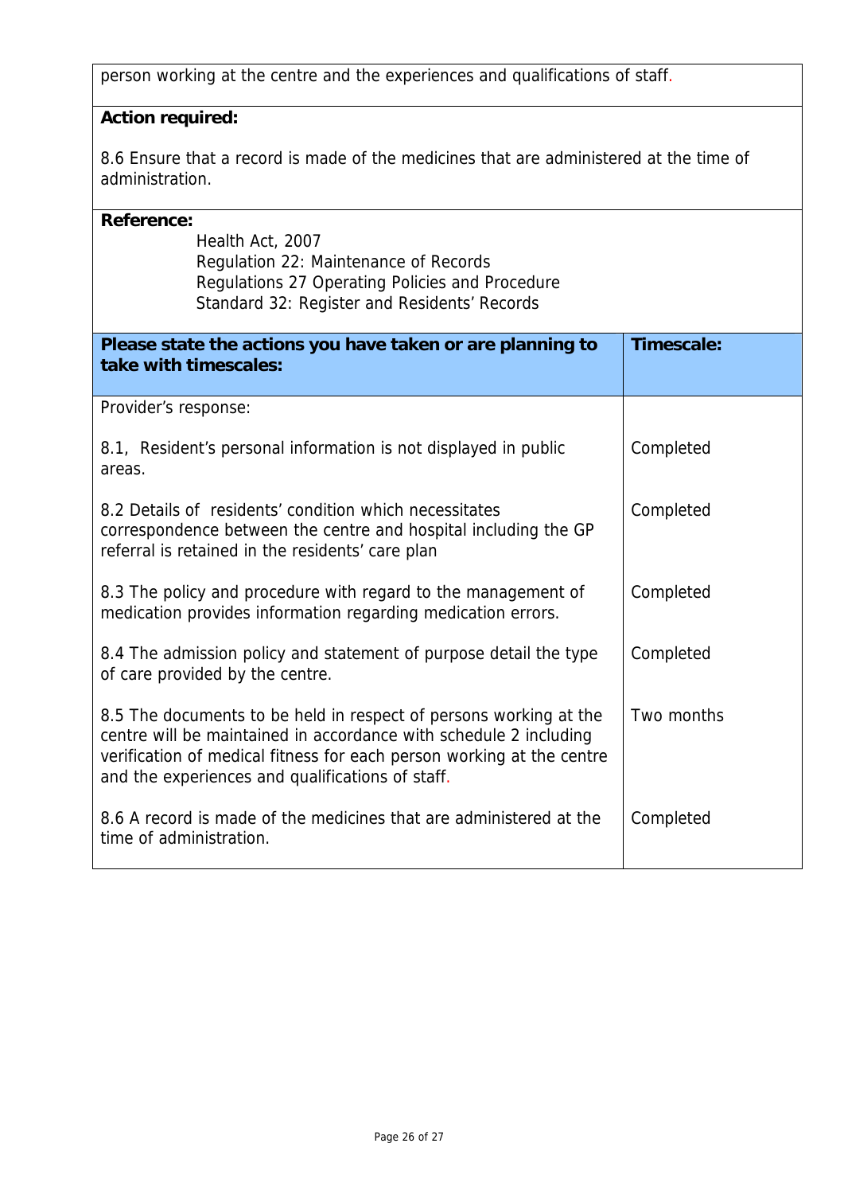person working at the centre and the experiences and qualifications of staff.

**Action required:**

8.6 Ensure that a record is made of the medicines that are administered at the time of administration.

**Reference:**

Health Act, 2007
Regulation 22: Maintenance of Records
Regulations 27 Operating Policies and Procedure
Standard 32: Register and Residents' Records

| **Please state the actions you have taken or are planning to take with timescales:** | **Timescale:** |
|---|---|
| Provider's response: | |
| 8.1, Resident's personal information is not displayed in public areas. | Completed |
| 8.2 Details of residents' condition which necessitates correspondence between the centre and hospital including the GP referral is retained in the residents' care plan | Completed |
| 8.3 The policy and procedure with regard to the management of medication provides information regarding medication errors. | Completed |
| 8.4 The admission policy and statement of purpose detail the type of care provided by the centre. | Completed |
| 8.5 The documents to be held in respect of persons working at the centre will be maintained in accordance with schedule 2 including verification of medical fitness for each person working at the centre and the experiences and qualifications of staff. | Two months |
| 8.6 A record is made of the medicines that are administered at the time of administration. | Completed |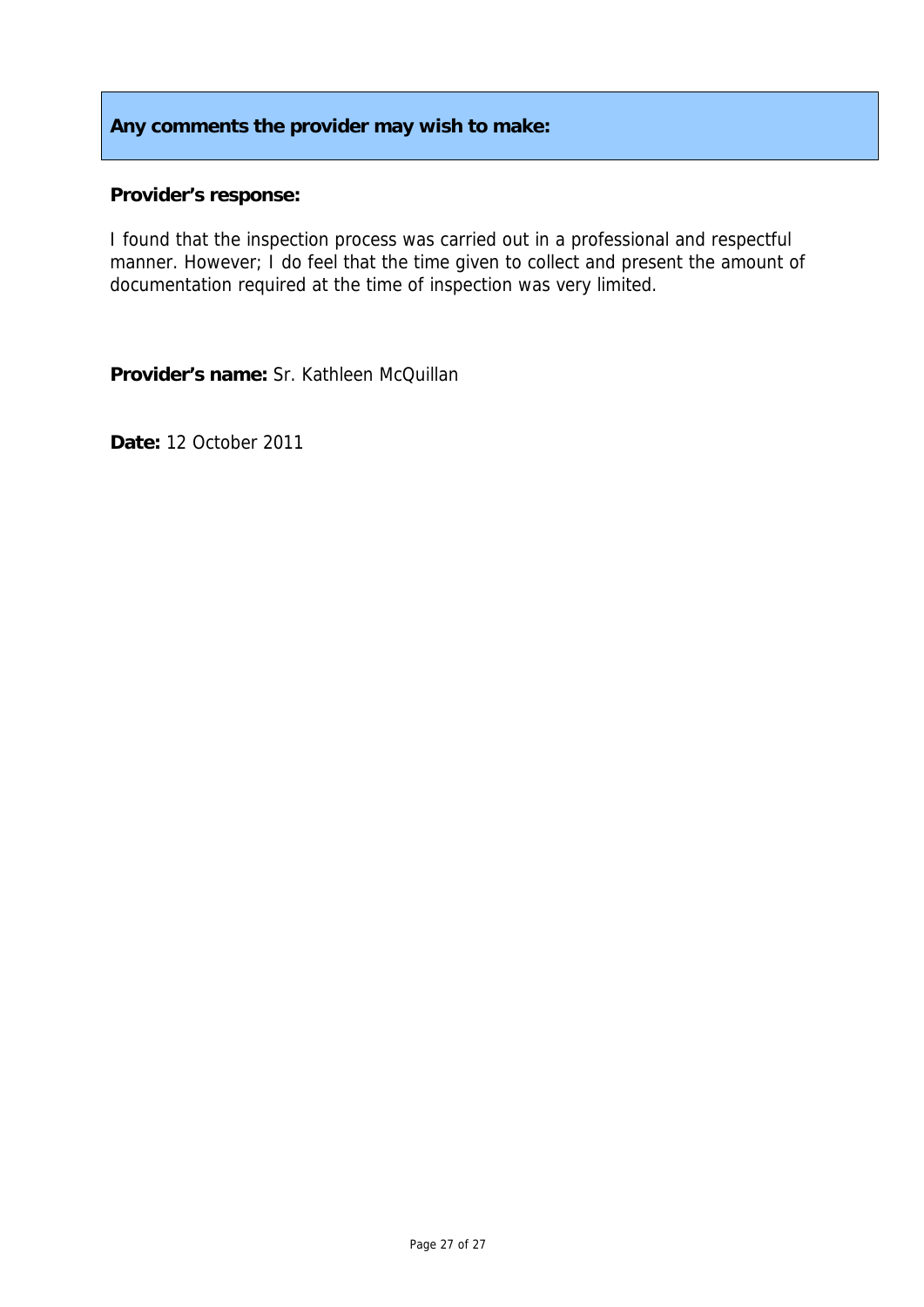## Any comments the provider may wish to make:

**Provider's response:**

I found that the inspection process was carried out in a professional and respectful manner. However; I do feel that the time given to collect and present the amount of documentation required at the time of inspection was very limited.

**Provider's name:** Sr. Kathleen McQuillan

**Date:** 12 October 2011